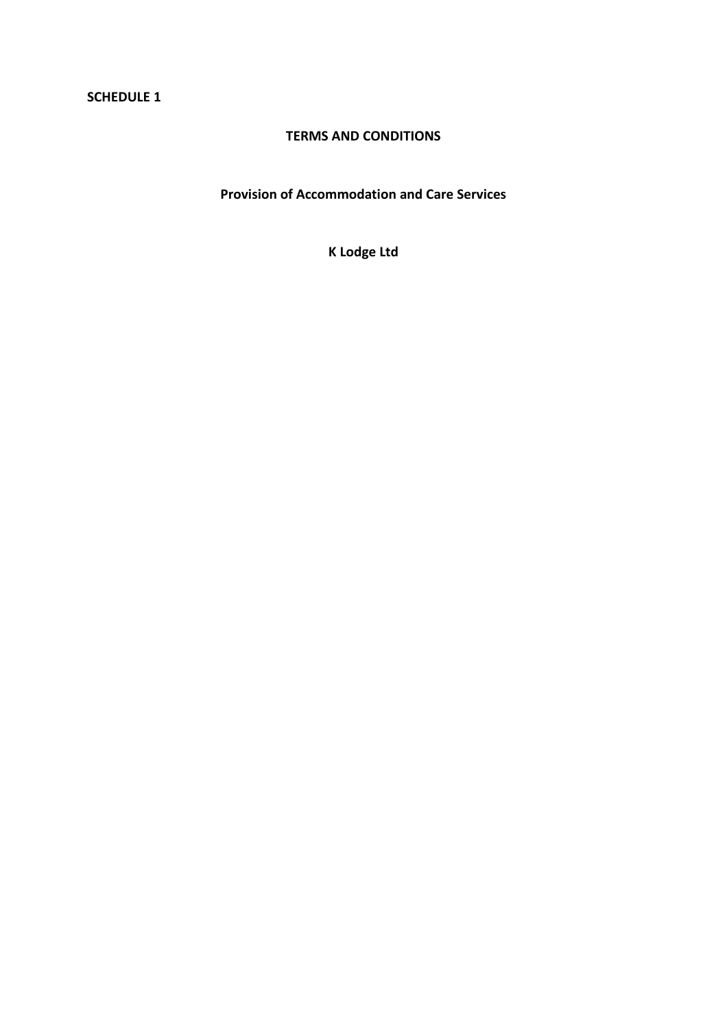**SCHEDULE 1**

# TERMS AND CONDITIONS

## Provision of Accommodation and Care Services

## K Lodge Ltd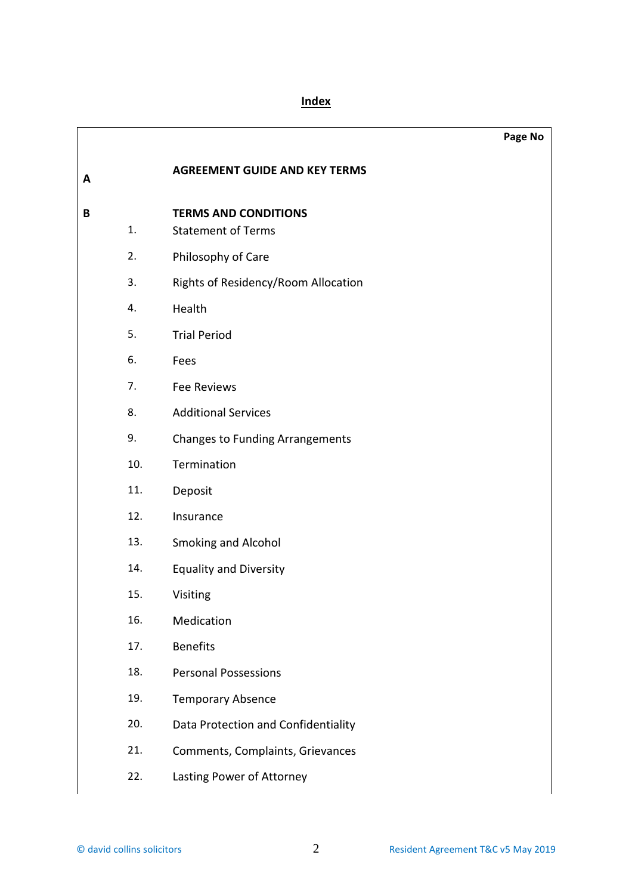# Index

| | | | Page No |
|---|---|---|---|
| **A** | | **AGREEMENT GUIDE AND KEY TERMS** | |
| **B** | | **TERMS AND CONDITIONS** | |
| | 1. | Statement of Terms | |
| | 2. | Philosophy of Care | |
| | 3. | Rights of Residency/Room Allocation | |
| | 4. | Health | |
| | 5. | Trial Period | |
| | 6. | Fees | |
| | 7. | Fee Reviews | |
| | 8. | Additional Services | |
| | 9. | Changes to Funding Arrangements | |
| | 10. | Termination | |
| | 11. | Deposit | |
| | 12. | Insurance | |
| | 13. | Smoking and Alcohol | |
| | 14. | Equality and Diversity | |
| | 15. | Visiting | |
| | 16. | Medication | |
| | 17. | Benefits | |
| | 18. | Personal Possessions | |
| | 19. | Temporary Absence | |
| | 20. | Data Protection and Confidentiality | |
| | 21. | Comments, Complaints, Grievances | |
| | 22. | Lasting Power of Attorney | |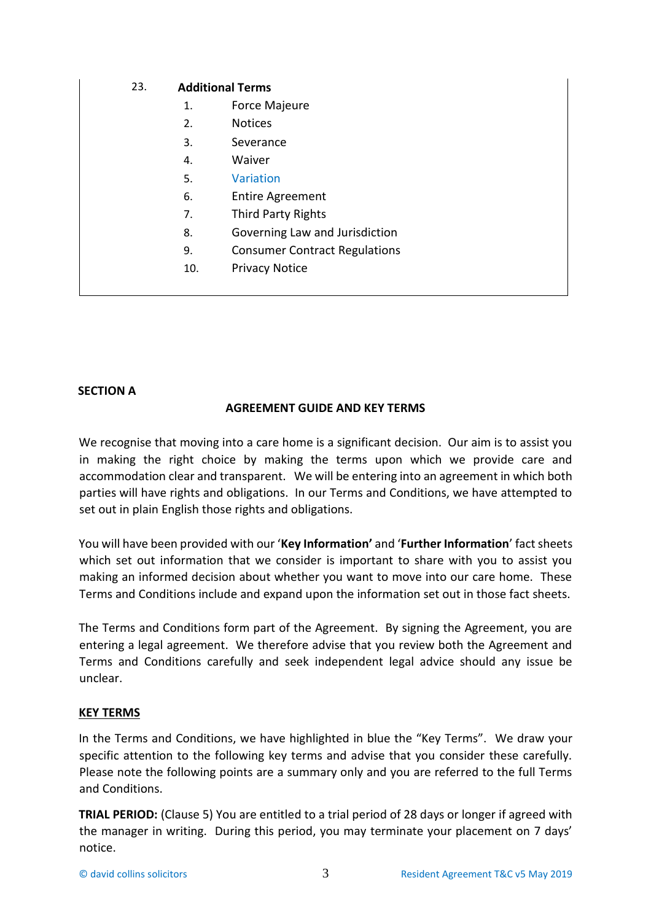23. **Additional Terms**

1. Force Majeure
2. Notices
3. Severance
4. Waiver
5. Variation
6. Entire Agreement
7. Third Party Rights
8. Governing Law and Jurisdiction
9. Consumer Contract Regulations
10. Privacy Notice

**SECTION A**

**AGREEMENT GUIDE AND KEY TERMS**

We recognise that moving into a care home is a significant decision. Our aim is to assist you in making the right choice by making the terms upon which we provide care and accommodation clear and transparent. We will be entering into an agreement in which both parties will have rights and obligations. In our Terms and Conditions, we have attempted to set out in plain English those rights and obligations.

You will have been provided with our '**Key Information'** and '**Further Information**' fact sheets which set out information that we consider is important to share with you to assist you making an informed decision about whether you want to move into our care home. These Terms and Conditions include and expand upon the information set out in those fact sheets.

The Terms and Conditions form part of the Agreement. By signing the Agreement, you are entering a legal agreement. We therefore advise that you review both the Agreement and Terms and Conditions carefully and seek independent legal advice should any issue be unclear.

**KEY TERMS**

In the Terms and Conditions, we have highlighted in blue the "Key Terms". We draw your specific attention to the following key terms and advise that you consider these carefully. Please note the following points are a summary only and you are referred to the full Terms and Conditions.

**TRIAL PERIOD:** (Clause 5) You are entitled to a trial period of 28 days or longer if agreed with the manager in writing. During this period, you may terminate your placement on 7 days' notice.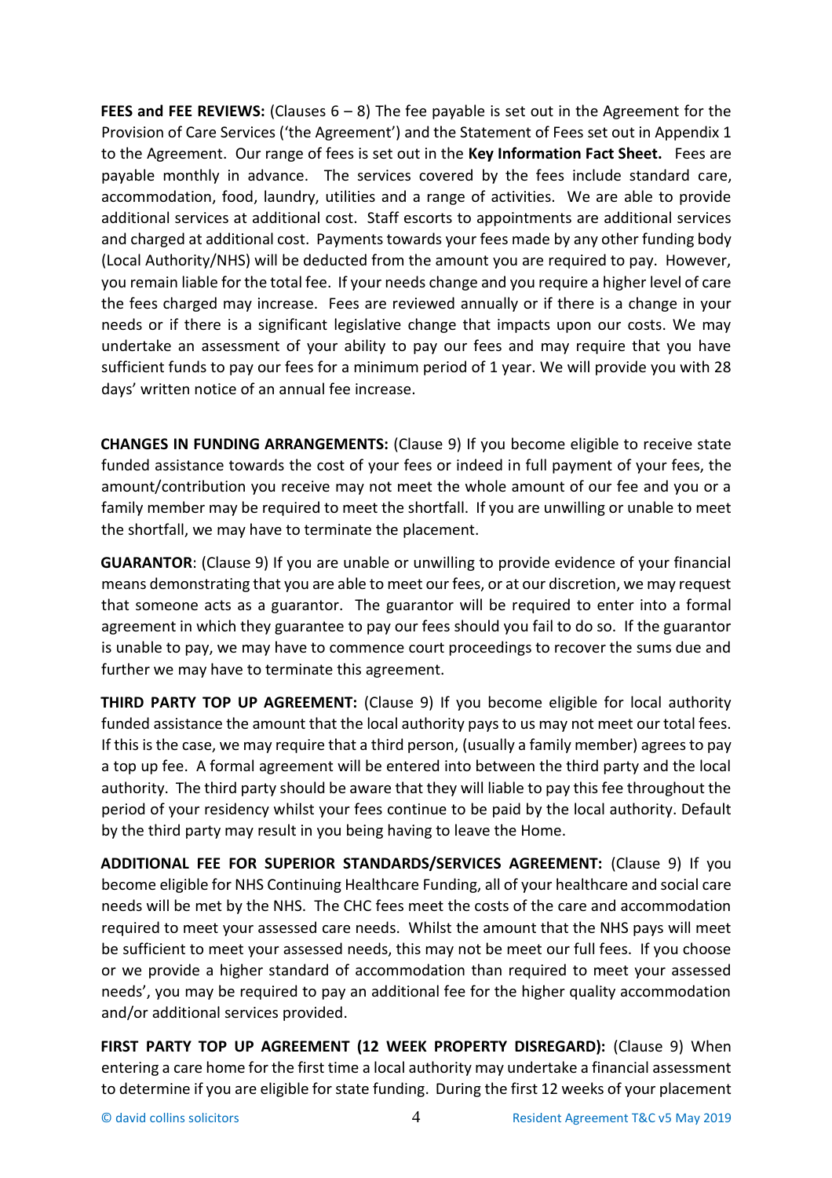**FEES and FEE REVIEWS:** (Clauses 6 – 8) The fee payable is set out in the Agreement for the Provision of Care Services ('the Agreement') and the Statement of Fees set out in Appendix 1 to the Agreement. Our range of fees is set out in the **Key Information Fact Sheet.** Fees are payable monthly in advance. The services covered by the fees include standard care, accommodation, food, laundry, utilities and a range of activities. We are able to provide additional services at additional cost. Staff escorts to appointments are additional services and charged at additional cost. Payments towards your fees made by any other funding body (Local Authority/NHS) will be deducted from the amount you are required to pay. However, you remain liable for the total fee. If your needs change and you require a higher level of care the fees charged may increase. Fees are reviewed annually or if there is a change in your needs or if there is a significant legislative change that impacts upon our costs. We may undertake an assessment of your ability to pay our fees and may require that you have sufficient funds to pay our fees for a minimum period of 1 year. We will provide you with 28 days' written notice of an annual fee increase.

**CHANGES IN FUNDING ARRANGEMENTS:** (Clause 9) If you become eligible to receive state funded assistance towards the cost of your fees or indeed in full payment of your fees, the amount/contribution you receive may not meet the whole amount of our fee and you or a family member may be required to meet the shortfall. If you are unwilling or unable to meet the shortfall, we may have to terminate the placement.

**GUARANTOR**: (Clause 9) If you are unable or unwilling to provide evidence of your financial means demonstrating that you are able to meet our fees, or at our discretion, we may request that someone acts as a guarantor. The guarantor will be required to enter into a formal agreement in which they guarantee to pay our fees should you fail to do so. If the guarantor is unable to pay, we may have to commence court proceedings to recover the sums due and further we may have to terminate this agreement.

**THIRD PARTY TOP UP AGREEMENT:** (Clause 9) If you become eligible for local authority funded assistance the amount that the local authority pays to us may not meet our total fees. If this is the case, we may require that a third person, (usually a family member) agrees to pay a top up fee. A formal agreement will be entered into between the third party and the local authority. The third party should be aware that they will liable to pay this fee throughout the period of your residency whilst your fees continue to be paid by the local authority. Default by the third party may result in you being having to leave the Home.

**ADDITIONAL FEE FOR SUPERIOR STANDARDS/SERVICES AGREEMENT:** (Clause 9) If you become eligible for NHS Continuing Healthcare Funding, all of your healthcare and social care needs will be met by the NHS. The CHC fees meet the costs of the care and accommodation required to meet your assessed care needs. Whilst the amount that the NHS pays will meet be sufficient to meet your assessed needs, this may not be meet our full fees. If you choose or we provide a higher standard of accommodation than required to meet your assessed needs', you may be required to pay an additional fee for the higher quality accommodation and/or additional services provided.

**FIRST PARTY TOP UP AGREEMENT (12 WEEK PROPERTY DISREGARD):** (Clause 9) When entering a care home for the first time a local authority may undertake a financial assessment to determine if you are eligible for state funding. During the first 12 weeks of your placement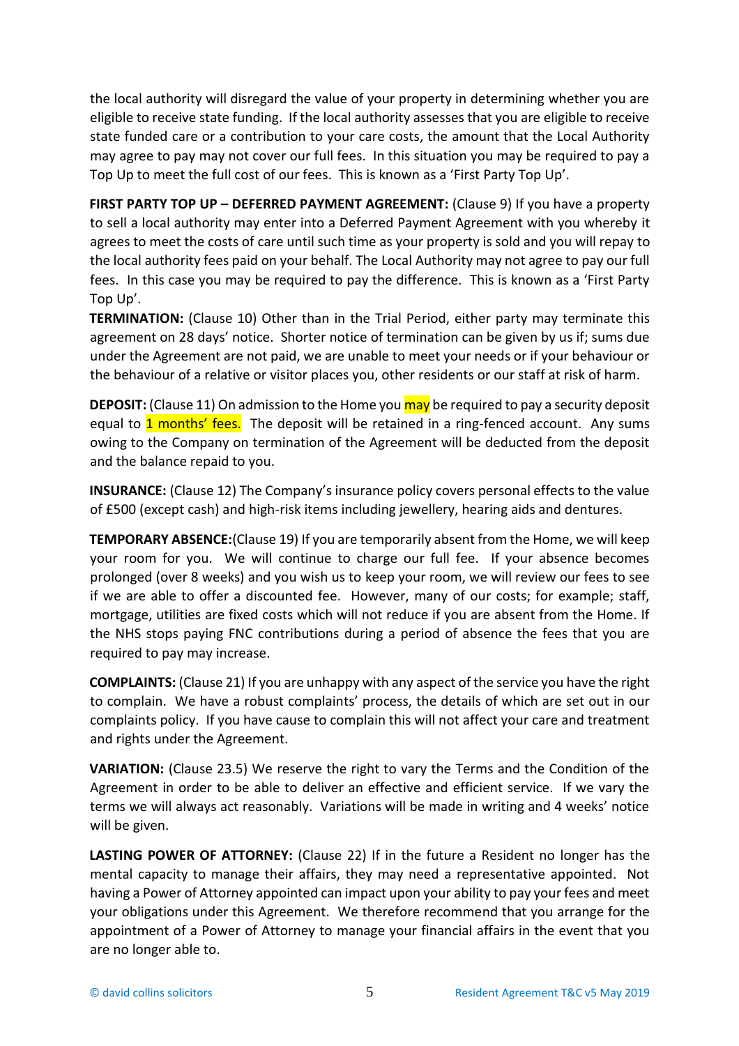the local authority will disregard the value of your property in determining whether you are eligible to receive state funding. If the local authority assesses that you are eligible to receive state funded care or a contribution to your care costs, the amount that the Local Authority may agree to pay may not cover our full fees. In this situation you may be required to pay a Top Up to meet the full cost of our fees. This is known as a 'First Party Top Up'.

**FIRST PARTY TOP UP – DEFERRED PAYMENT AGREEMENT:** (Clause 9) If you have a property to sell a local authority may enter into a Deferred Payment Agreement with you whereby it agrees to meet the costs of care until such time as your property is sold and you will repay to the local authority fees paid on your behalf. The Local Authority may not agree to pay our full fees. In this case you may be required to pay the difference. This is known as a 'First Party Top Up'.

**TERMINATION:** (Clause 10) Other than in the Trial Period, either party may terminate this agreement on 28 days' notice. Shorter notice of termination can be given by us if; sums due under the Agreement are not paid, we are unable to meet your needs or if your behaviour or the behaviour of a relative or visitor places you, other residents or our staff at risk of harm.

**DEPOSIT:** (Clause 11) On admission to the Home you may be required to pay a security deposit equal to 1 months' fees. The deposit will be retained in a ring-fenced account. Any sums owing to the Company on termination of the Agreement will be deducted from the deposit and the balance repaid to you.

**INSURANCE:** (Clause 12) The Company's insurance policy covers personal effects to the value of £500 (except cash) and high-risk items including jewellery, hearing aids and dentures.

**TEMPORARY ABSENCE:** (Clause 19) If you are temporarily absent from the Home, we will keep your room for you. We will continue to charge our full fee. If your absence becomes prolonged (over 8 weeks) and you wish us to keep your room, we will review our fees to see if we are able to offer a discounted fee. However, many of our costs; for example; staff, mortgage, utilities are fixed costs which will not reduce if you are absent from the Home. If the NHS stops paying FNC contributions during a period of absence the fees that you are required to pay may increase.

**COMPLAINTS:** (Clause 21) If you are unhappy with any aspect of the service you have the right to complain. We have a robust complaints' process, the details of which are set out in our complaints policy. If you have cause to complain this will not affect your care and treatment and rights under the Agreement.

**VARIATION:** (Clause 23.5) We reserve the right to vary the Terms and the Condition of the Agreement in order to be able to deliver an effective and efficient service. If we vary the terms we will always act reasonably. Variations will be made in writing and 4 weeks' notice will be given.

**LASTING POWER OF ATTORNEY:** (Clause 22) If in the future a Resident no longer has the mental capacity to manage their affairs, they may need a representative appointed. Not having a Power of Attorney appointed can impact upon your ability to pay your fees and meet your obligations under this Agreement. We therefore recommend that you arrange for the appointment of a Power of Attorney to manage your financial affairs in the event that you are no longer able to.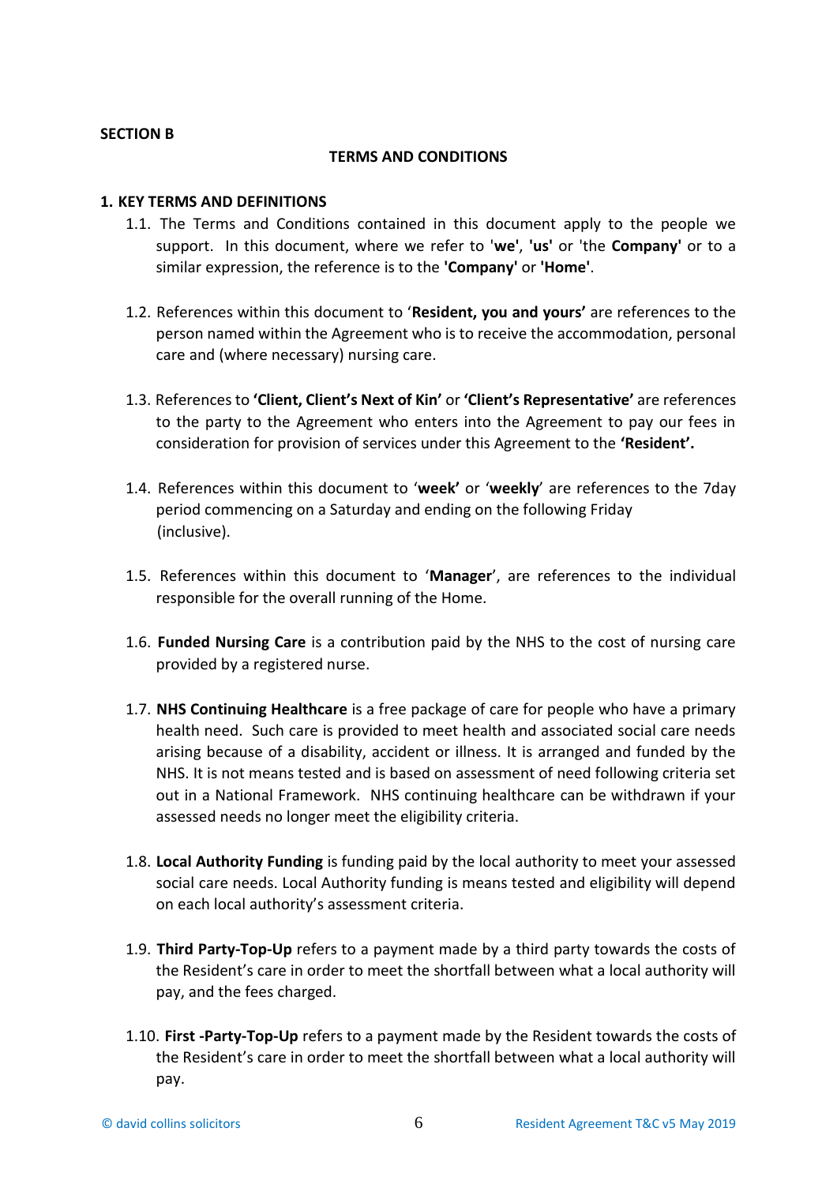**SECTION B**

## TERMS AND CONDITIONS

### 1. KEY TERMS AND DEFINITIONS

1.1. The Terms and Conditions contained in this document apply to the people we support. In this document, where we refer to '**we**', **'us'** or 'the **Company'** or to a similar expression, the reference is to the **'Company'** or **'Home'**.

1.2. References within this document to '**Resident, you and yours'** are references to the person named within the Agreement who is to receive the accommodation, personal care and (where necessary) nursing care.

1.3. References to **'Client, Client's Next of Kin'** or **'Client's Representative'** are references to the party to the Agreement who enters into the Agreement to pay our fees in consideration for provision of services under this Agreement to the **'Resident'.**

1.4. References within this document to '**week'** or '**weekly**' are references to the 7day period commencing on a Saturday and ending on the following Friday (inclusive).

1.5. References within this document to '**Manager**', are references to the individual responsible for the overall running of the Home.

1.6. **Funded Nursing Care** is a contribution paid by the NHS to the cost of nursing care provided by a registered nurse.

1.7. **NHS Continuing Healthcare** is a free package of care for people who have a primary health need. Such care is provided to meet health and associated social care needs arising because of a disability, accident or illness. It is arranged and funded by the NHS. It is not means tested and is based on assessment of need following criteria set out in a National Framework. NHS continuing healthcare can be withdrawn if your assessed needs no longer meet the eligibility criteria.

1.8. **Local Authority Funding** is funding paid by the local authority to meet your assessed social care needs. Local Authority funding is means tested and eligibility will depend on each local authority's assessment criteria.

1.9. **Third Party-Top-Up** refers to a payment made by a third party towards the costs of the Resident's care in order to meet the shortfall between what a local authority will pay, and the fees charged.

1.10. **First -Party-Top-Up** refers to a payment made by the Resident towards the costs of the Resident's care in order to meet the shortfall between what a local authority will pay.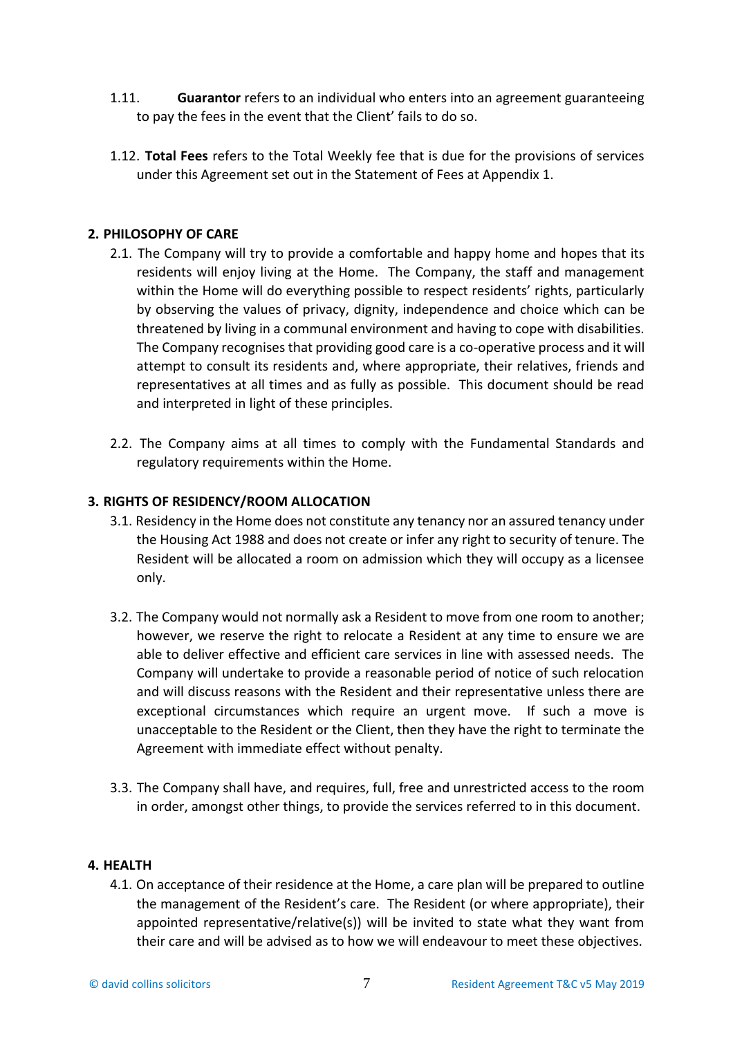1.11. **Guarantor** refers to an individual who enters into an agreement guaranteeing to pay the fees in the event that the Client' fails to do so.

1.12. **Total Fees** refers to the Total Weekly fee that is due for the provisions of services under this Agreement set out in the Statement of Fees at Appendix 1.

## 2. PHILOSOPHY OF CARE

2.1. The Company will try to provide a comfortable and happy home and hopes that its residents will enjoy living at the Home. The Company, the staff and management within the Home will do everything possible to respect residents' rights, particularly by observing the values of privacy, dignity, independence and choice which can be threatened by living in a communal environment and having to cope with disabilities. The Company recognises that providing good care is a co-operative process and it will attempt to consult its residents and, where appropriate, their relatives, friends and representatives at all times and as fully as possible. This document should be read and interpreted in light of these principles.

2.2. The Company aims at all times to comply with the Fundamental Standards and regulatory requirements within the Home.

## 3. RIGHTS OF RESIDENCY/ROOM ALLOCATION

3.1. Residency in the Home does not constitute any tenancy nor an assured tenancy under the Housing Act 1988 and does not create or infer any right to security of tenure. The Resident will be allocated a room on admission which they will occupy as a licensee only.

3.2. The Company would not normally ask a Resident to move from one room to another; however, we reserve the right to relocate a Resident at any time to ensure we are able to deliver effective and efficient care services in line with assessed needs. The Company will undertake to provide a reasonable period of notice of such relocation and will discuss reasons with the Resident and their representative unless there are exceptional circumstances which require an urgent move. If such a move is unacceptable to the Resident or the Client, then they have the right to terminate the Agreement with immediate effect without penalty.

3.3. The Company shall have, and requires, full, free and unrestricted access to the room in order, amongst other things, to provide the services referred to in this document.

## 4. HEALTH

4.1. On acceptance of their residence at the Home, a care plan will be prepared to outline the management of the Resident's care. The Resident (or where appropriate), their appointed representative/relative(s)) will be invited to state what they want from their care and will be advised as to how we will endeavour to meet these objectives.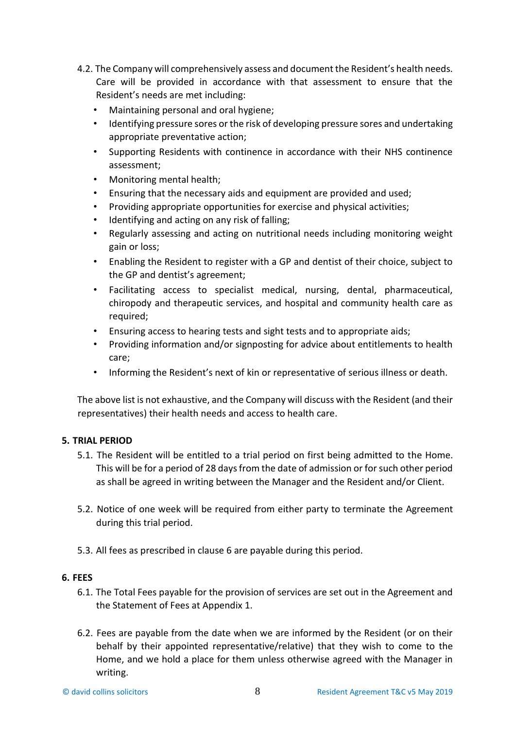4.2. The Company will comprehensively assess and document the Resident's health needs. Care will be provided in accordance with that assessment to ensure that the Resident's needs are met including:

- Maintaining personal and oral hygiene;
- Identifying pressure sores or the risk of developing pressure sores and undertaking appropriate preventative action;
- Supporting Residents with continence in accordance with their NHS continence assessment;
- Monitoring mental health;
- Ensuring that the necessary aids and equipment are provided and used;
- Providing appropriate opportunities for exercise and physical activities;
- Identifying and acting on any risk of falling;
- Regularly assessing and acting on nutritional needs including monitoring weight gain or loss;
- Enabling the Resident to register with a GP and dentist of their choice, subject to the GP and dentist's agreement;
- Facilitating access to specialist medical, nursing, dental, pharmaceutical, chiropody and therapeutic services, and hospital and community health care as required;
- Ensuring access to hearing tests and sight tests and to appropriate aids;
- Providing information and/or signposting for advice about entitlements to health care;
- Informing the Resident's next of kin or representative of serious illness or death.

The above list is not exhaustive, and the Company will discuss with the Resident (and their representatives) their health needs and access to health care.

**5. TRIAL PERIOD**

5.1. The Resident will be entitled to a trial period on first being admitted to the Home. This will be for a period of 28 days from the date of admission or for such other period as shall be agreed in writing between the Manager and the Resident and/or Client.

5.2. Notice of one week will be required from either party to terminate the Agreement during this trial period.

5.3. All fees as prescribed in clause 6 are payable during this period.

**6. FEES**

6.1. The Total Fees payable for the provision of services are set out in the Agreement and the Statement of Fees at Appendix 1.

6.2. Fees are payable from the date when we are informed by the Resident (or on their behalf by their appointed representative/relative) that they wish to come to the Home, and we hold a place for them unless otherwise agreed with the Manager in writing.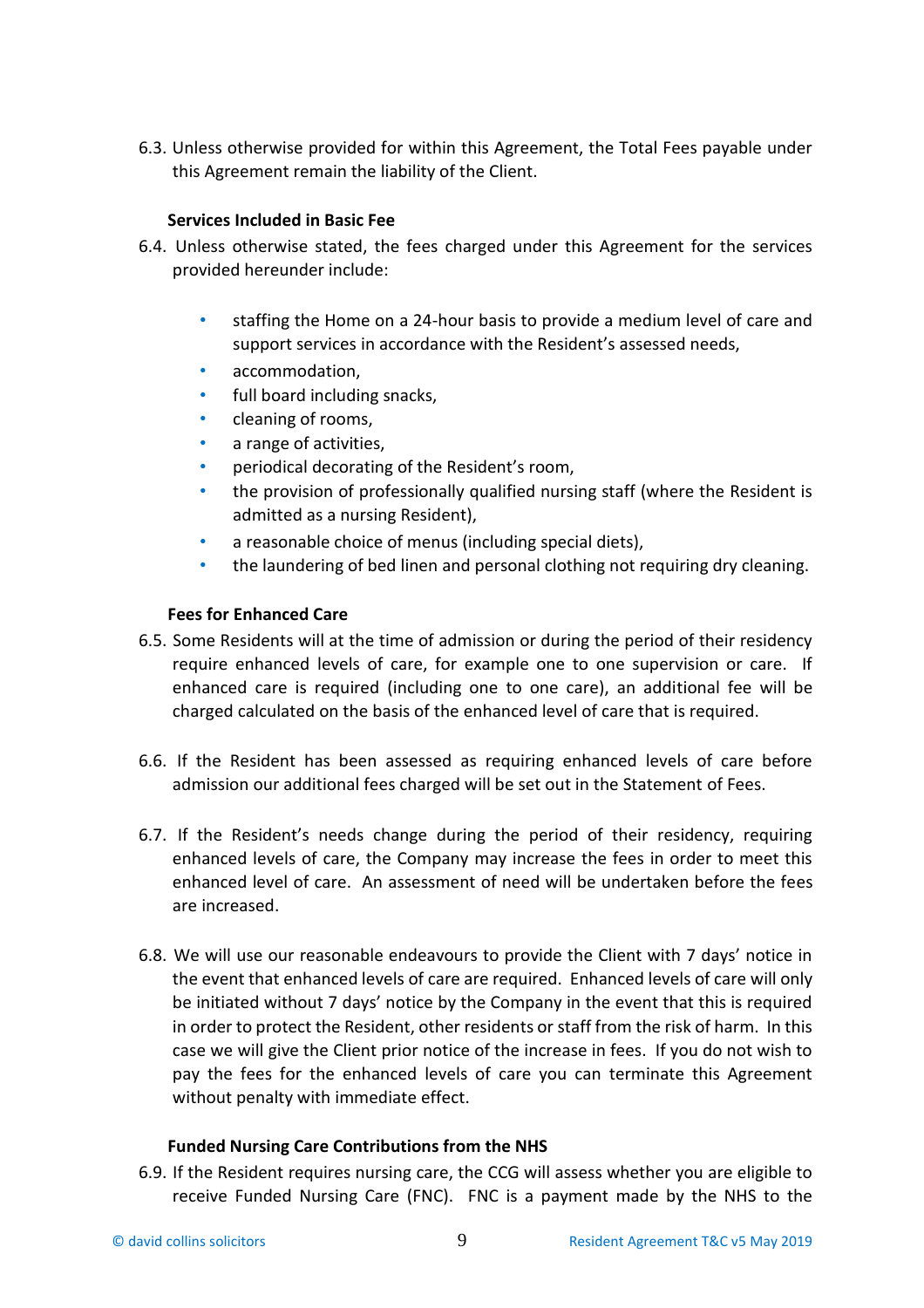6.3. Unless otherwise provided for within this Agreement, the Total Fees payable under this Agreement remain the liability of the Client.

**Services Included in Basic Fee**

6.4. Unless otherwise stated, the fees charged under this Agreement for the services provided hereunder include:

- staffing the Home on a 24-hour basis to provide a medium level of care and support services in accordance with the Resident's assessed needs,
- accommodation,
- full board including snacks,
- cleaning of rooms,
- a range of activities,
- periodical decorating of the Resident's room,
- the provision of professionally qualified nursing staff (where the Resident is admitted as a nursing Resident),
- a reasonable choice of menus (including special diets),
- the laundering of bed linen and personal clothing not requiring dry cleaning.

**Fees for Enhanced Care**

6.5. Some Residents will at the time of admission or during the period of their residency require enhanced levels of care, for example one to one supervision or care. If enhanced care is required (including one to one care), an additional fee will be charged calculated on the basis of the enhanced level of care that is required.

6.6. If the Resident has been assessed as requiring enhanced levels of care before admission our additional fees charged will be set out in the Statement of Fees.

6.7. If the Resident's needs change during the period of their residency, requiring enhanced levels of care, the Company may increase the fees in order to meet this enhanced level of care. An assessment of need will be undertaken before the fees are increased.

6.8. We will use our reasonable endeavours to provide the Client with 7 days' notice in the event that enhanced levels of care are required. Enhanced levels of care will only be initiated without 7 days' notice by the Company in the event that this is required in order to protect the Resident, other residents or staff from the risk of harm. In this case we will give the Client prior notice of the increase in fees. If you do not wish to pay the fees for the enhanced levels of care you can terminate this Agreement without penalty with immediate effect.

**Funded Nursing Care Contributions from the NHS**

6.9. If the Resident requires nursing care, the CCG will assess whether you are eligible to receive Funded Nursing Care (FNC). FNC is a payment made by the NHS to the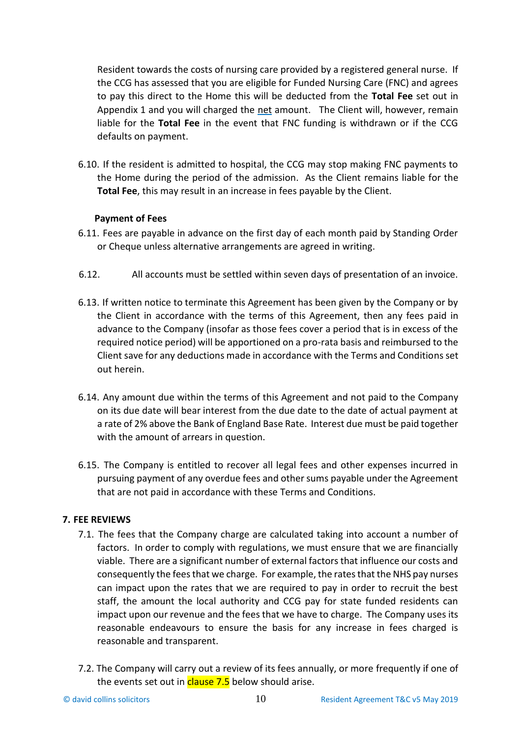Resident towards the costs of nursing care provided by a registered general nurse. If the CCG has assessed that you are eligible for Funded Nursing Care (FNC) and agrees to pay this direct to the Home this will be deducted from the **Total Fee** set out in Appendix 1 and you will charged the net amount. The Client will, however, remain liable for the **Total Fee** in the event that FNC funding is withdrawn or if the CCG defaults on payment.

6.10. If the resident is admitted to hospital, the CCG may stop making FNC payments to the Home during the period of the admission. As the Client remains liable for the **Total Fee**, this may result in an increase in fees payable by the Client.

**Payment of Fees**

6.11. Fees are payable in advance on the first day of each month paid by Standing Order or Cheque unless alternative arrangements are agreed in writing.

6.12. All accounts must be settled within seven days of presentation of an invoice.

6.13. If written notice to terminate this Agreement has been given by the Company or by the Client in accordance with the terms of this Agreement, then any fees paid in advance to the Company (insofar as those fees cover a period that is in excess of the required notice period) will be apportioned on a pro-rata basis and reimbursed to the Client save for any deductions made in accordance with the Terms and Conditions set out herein.

6.14. Any amount due within the terms of this Agreement and not paid to the Company on its due date will bear interest from the due date to the date of actual payment at a rate of 2% above the Bank of England Base Rate. Interest due must be paid together with the amount of arrears in question.

6.15. The Company is entitled to recover all legal fees and other expenses incurred in pursuing payment of any overdue fees and other sums payable under the Agreement that are not paid in accordance with these Terms and Conditions.

## 7. FEE REVIEWS

7.1. The fees that the Company charge are calculated taking into account a number of factors. In order to comply with regulations, we must ensure that we are financially viable. There are a significant number of external factors that influence our costs and consequently the fees that we charge. For example, the rates that the NHS pay nurses can impact upon the rates that we are required to pay in order to recruit the best staff, the amount the local authority and CCG pay for state funded residents can impact upon our revenue and the fees that we have to charge. The Company uses its reasonable endeavours to ensure the basis for any increase in fees charged is reasonable and transparent.

7.2. The Company will carry out a review of its fees annually, or more frequently if one of the events set out in clause 7.5 below should arise.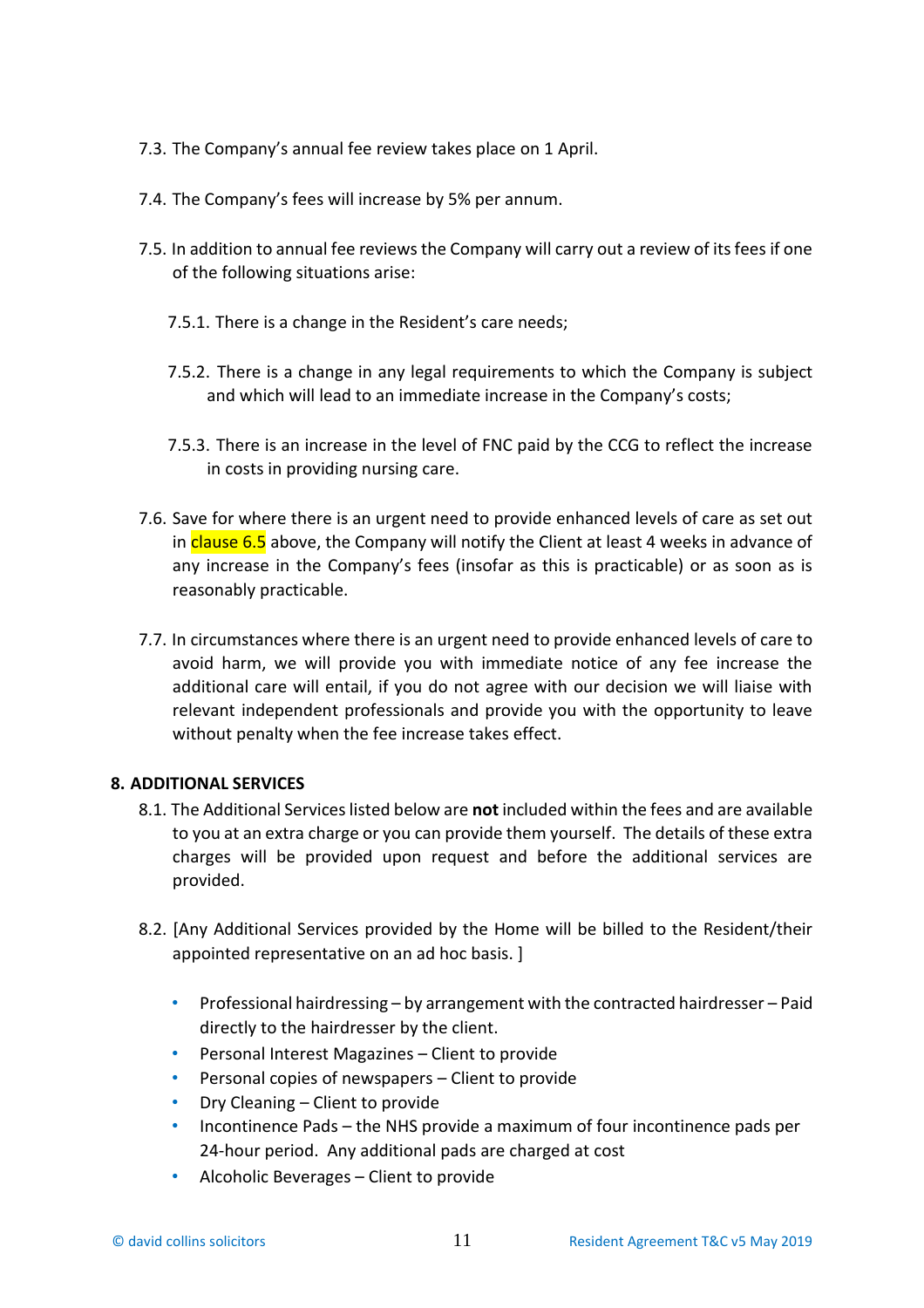7.3. The Company's annual fee review takes place on 1 April.

7.4. The Company's fees will increase by 5% per annum.

7.5. In addition to annual fee reviews the Company will carry out a review of its fees if one of the following situations arise:

7.5.1. There is a change in the Resident's care needs;

7.5.2. There is a change in any legal requirements to which the Company is subject and which will lead to an immediate increase in the Company's costs;

7.5.3. There is an increase in the level of FNC paid by the CCG to reflect the increase in costs in providing nursing care.

7.6. Save for where there is an urgent need to provide enhanced levels of care as set out in clause 6.5 above, the Company will notify the Client at least 4 weeks in advance of any increase in the Company's fees (insofar as this is practicable) or as soon as is reasonably practicable.

7.7. In circumstances where there is an urgent need to provide enhanced levels of care to avoid harm, we will provide you with immediate notice of any fee increase the additional care will entail, if you do not agree with our decision we will liaise with relevant independent professionals and provide you with the opportunity to leave without penalty when the fee increase takes effect.

## 8. ADDITIONAL SERVICES

8.1. The Additional Services listed below are **not** included within the fees and are available to you at an extra charge or you can provide them yourself. The details of these extra charges will be provided upon request and before the additional services are provided.

8.2. [Any Additional Services provided by the Home will be billed to the Resident/their appointed representative on an ad hoc basis. ]

- Professional hairdressing – by arrangement with the contracted hairdresser – Paid directly to the hairdresser by the client.
- Personal Interest Magazines – Client to provide
- Personal copies of newspapers – Client to provide
- Dry Cleaning – Client to provide
- Incontinence Pads – the NHS provide a maximum of four incontinence pads per 24-hour period. Any additional pads are charged at cost
- Alcoholic Beverages – Client to provide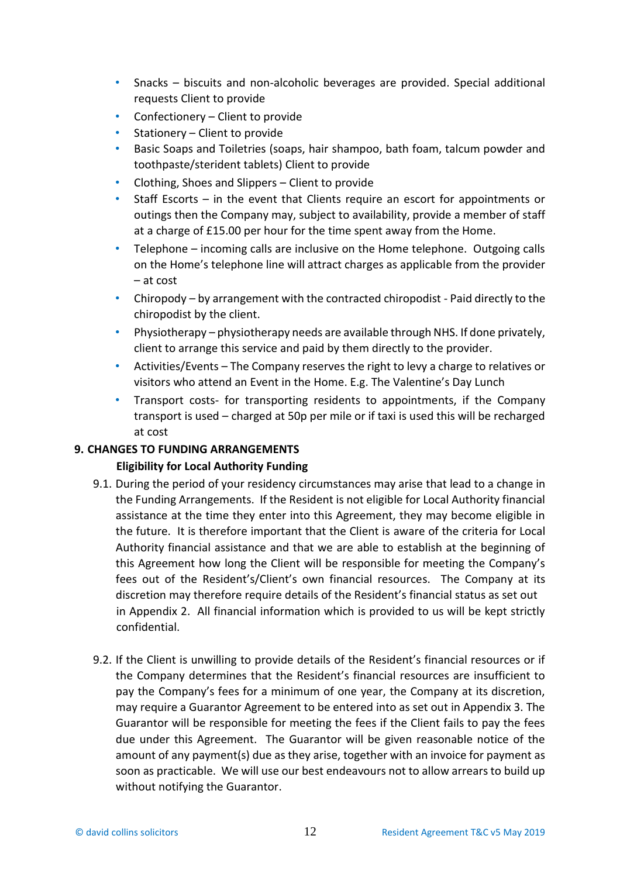- Snacks – biscuits and non-alcoholic beverages are provided. Special additional requests Client to provide
- Confectionery – Client to provide
- Stationery – Client to provide
- Basic Soaps and Toiletries (soaps, hair shampoo, bath foam, talcum powder and toothpaste/sterident tablets) Client to provide
- Clothing, Shoes and Slippers – Client to provide
- Staff Escorts – in the event that Clients require an escort for appointments or outings then the Company may, subject to availability, provide a member of staff at a charge of £15.00 per hour for the time spent away from the Home.
- Telephone – incoming calls are inclusive on the Home telephone. Outgoing calls on the Home's telephone line will attract charges as applicable from the provider – at cost
- Chiropody – by arrangement with the contracted chiropodist - Paid directly to the chiropodist by the client.
- Physiotherapy – physiotherapy needs are available through NHS. If done privately, client to arrange this service and paid by them directly to the provider.
- Activities/Events – The Company reserves the right to levy a charge to relatives or visitors who attend an Event in the Home. E.g. The Valentine's Day Lunch
- Transport costs- for transporting residents to appointments, if the Company transport is used – charged at 50p per mile or if taxi is used this will be recharged at cost

**9. CHANGES TO FUNDING ARRANGEMENTS**

**Eligibility for Local Authority Funding**

9.1. During the period of your residency circumstances may arise that lead to a change in the Funding Arrangements. If the Resident is not eligible for Local Authority financial assistance at the time they enter into this Agreement, they may become eligible in the future. It is therefore important that the Client is aware of the criteria for Local Authority financial assistance and that we are able to establish at the beginning of this Agreement how long the Client will be responsible for meeting the Company's fees out of the Resident's/Client's own financial resources. The Company at its discretion may therefore require details of the Resident's financial status as set out in Appendix 2. All financial information which is provided to us will be kept strictly confidential.

9.2. If the Client is unwilling to provide details of the Resident's financial resources or if the Company determines that the Resident's financial resources are insufficient to pay the Company's fees for a minimum of one year, the Company at its discretion, may require a Guarantor Agreement to be entered into as set out in Appendix 3. The Guarantor will be responsible for meeting the fees if the Client fails to pay the fees due under this Agreement. The Guarantor will be given reasonable notice of the amount of any payment(s) due as they arise, together with an invoice for payment as soon as practicable. We will use our best endeavours not to allow arrears to build up without notifying the Guarantor.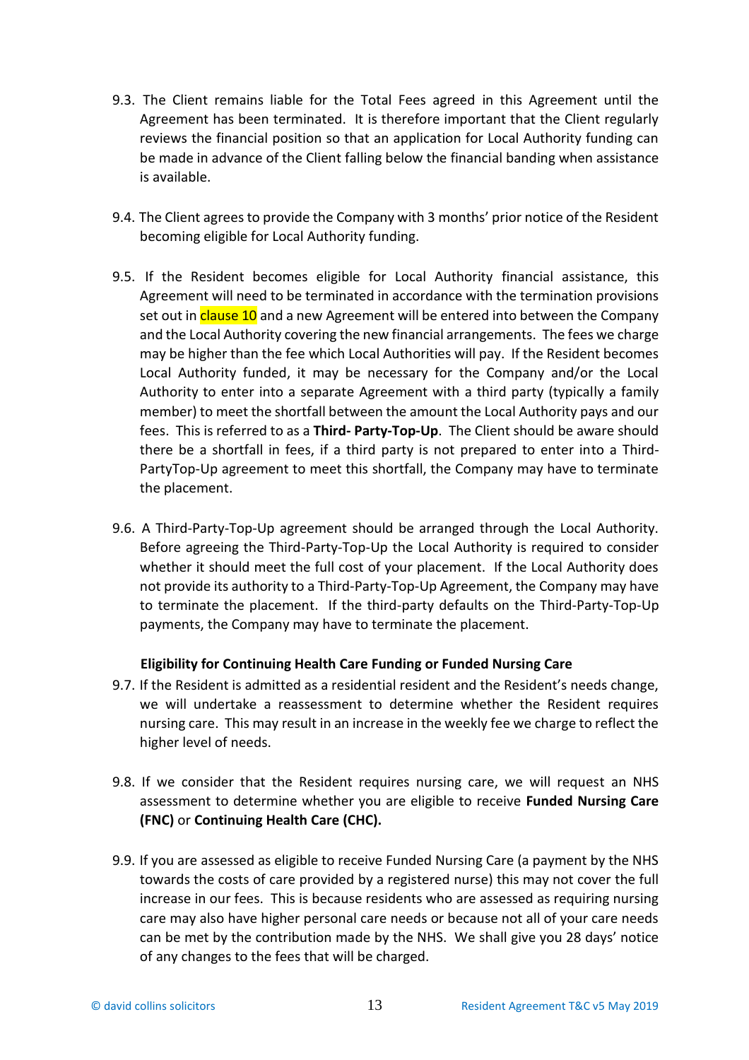9.3. The Client remains liable for the Total Fees agreed in this Agreement until the Agreement has been terminated. It is therefore important that the Client regularly reviews the financial position so that an application for Local Authority funding can be made in advance of the Client falling below the financial banding when assistance is available.

9.4. The Client agrees to provide the Company with 3 months' prior notice of the Resident becoming eligible for Local Authority funding.

9.5. If the Resident becomes eligible for Local Authority financial assistance, this Agreement will need to be terminated in accordance with the termination provisions set out in clause 10 and a new Agreement will be entered into between the Company and the Local Authority covering the new financial arrangements. The fees we charge may be higher than the fee which Local Authorities will pay. If the Resident becomes Local Authority funded, it may be necessary for the Company and/or the Local Authority to enter into a separate Agreement with a third party (typically a family member) to meet the shortfall between the amount the Local Authority pays and our fees. This is referred to as a **Third- Party-Top-Up**. The Client should be aware should there be a shortfall in fees, if a third party is not prepared to enter into a Third-PartyTop-Up agreement to meet this shortfall, the Company may have to terminate the placement.

9.6. A Third-Party-Top-Up agreement should be arranged through the Local Authority. Before agreeing the Third-Party-Top-Up the Local Authority is required to consider whether it should meet the full cost of your placement. If the Local Authority does not provide its authority to a Third-Party-Top-Up Agreement, the Company may have to terminate the placement. If the third-party defaults on the Third-Party-Top-Up payments, the Company may have to terminate the placement.

**Eligibility for Continuing Health Care Funding or Funded Nursing Care**

9.7. If the Resident is admitted as a residential resident and the Resident's needs change, we will undertake a reassessment to determine whether the Resident requires nursing care. This may result in an increase in the weekly fee we charge to reflect the higher level of needs.

9.8. If we consider that the Resident requires nursing care, we will request an NHS assessment to determine whether you are eligible to receive **Funded Nursing Care (FNC)** or **Continuing Health Care (CHC).**

9.9. If you are assessed as eligible to receive Funded Nursing Care (a payment by the NHS towards the costs of care provided by a registered nurse) this may not cover the full increase in our fees. This is because residents who are assessed as requiring nursing care may also have higher personal care needs or because not all of your care needs can be met by the contribution made by the NHS. We shall give you 28 days' notice of any changes to the fees that will be charged.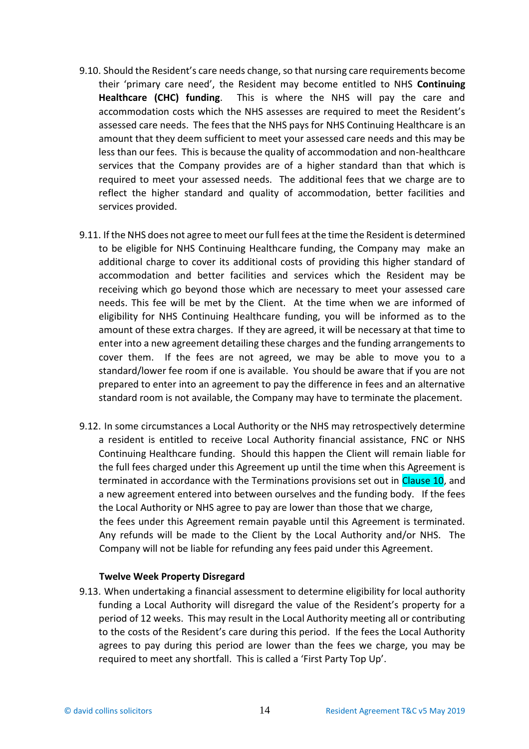9.10. Should the Resident's care needs change, so that nursing care requirements become their 'primary care need', the Resident may become entitled to NHS **Continuing Healthcare (CHC) funding**. This is where the NHS will pay the care and accommodation costs which the NHS assesses are required to meet the Resident's assessed care needs. The fees that the NHS pays for NHS Continuing Healthcare is an amount that they deem sufficient to meet your assessed care needs and this may be less than our fees. This is because the quality of accommodation and non-healthcare services that the Company provides are of a higher standard than that which is required to meet your assessed needs. The additional fees that we charge are to reflect the higher standard and quality of accommodation, better facilities and services provided.

9.11. If the NHS does not agree to meet our full fees at the time the Resident is determined to be eligible for NHS Continuing Healthcare funding, the Company may make an additional charge to cover its additional costs of providing this higher standard of accommodation and better facilities and services which the Resident may be receiving which go beyond those which are necessary to meet your assessed care needs. This fee will be met by the Client. At the time when we are informed of eligibility for NHS Continuing Healthcare funding, you will be informed as to the amount of these extra charges. If they are agreed, it will be necessary at that time to enter into a new agreement detailing these charges and the funding arrangements to cover them. If the fees are not agreed, we may be able to move you to a standard/lower fee room if one is available. You should be aware that if you are not prepared to enter into an agreement to pay the difference in fees and an alternative standard room is not available, the Company may have to terminate the placement.

9.12. In some circumstances a Local Authority or the NHS may retrospectively determine a resident is entitled to receive Local Authority financial assistance, FNC or NHS Continuing Healthcare funding. Should this happen the Client will remain liable for the full fees charged under this Agreement up until the time when this Agreement is terminated in accordance with the Terminations provisions set out in Clause 10, and a new agreement entered into between ourselves and the funding body. If the fees the Local Authority or NHS agree to pay are lower than those that we charge, the fees under this Agreement remain payable until this Agreement is terminated. Any refunds will be made to the Client by the Local Authority and/or NHS. The Company will not be liable for refunding any fees paid under this Agreement.

**Twelve Week Property Disregard**

9.13. When undertaking a financial assessment to determine eligibility for local authority funding a Local Authority will disregard the value of the Resident's property for a period of 12 weeks. This may result in the Local Authority meeting all or contributing to the costs of the Resident's care during this period. If the fees the Local Authority agrees to pay during this period are lower than the fees we charge, you may be required to meet any shortfall. This is called a 'First Party Top Up'.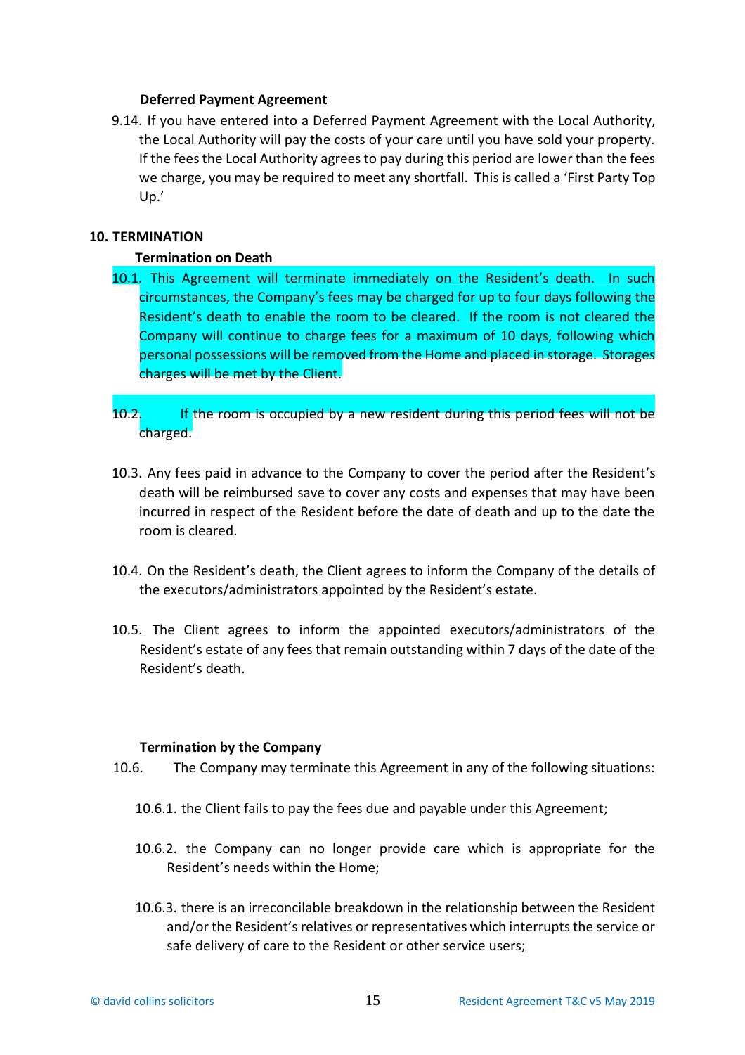**Deferred Payment Agreement**

9.14. If you have entered into a Deferred Payment Agreement with the Local Authority, the Local Authority will pay the costs of your care until you have sold your property. If the fees the Local Authority agrees to pay during this period are lower than the fees we charge, you may be required to meet any shortfall. This is called a 'First Party Top Up.'

## 10. TERMINATION

**Termination on Death**

10.1. This Agreement will terminate immediately on the Resident's death. In such circumstances, the Company's fees may be charged for up to four days following the Resident's death to enable the room to be cleared. If the room is not cleared the Company will continue to charge fees for a maximum of 10 days, following which personal possessions will be removed from the Home and placed in storage. Storages charges will be met by the Client.

10.2. If the room is occupied by a new resident during this period fees will not be charged.

10.3. Any fees paid in advance to the Company to cover the period after the Resident's death will be reimbursed save to cover any costs and expenses that may have been incurred in respect of the Resident before the date of death and up to the date the room is cleared.

10.4. On the Resident's death, the Client agrees to inform the Company of the details of the executors/administrators appointed by the Resident's estate.

10.5. The Client agrees to inform the appointed executors/administrators of the Resident's estate of any fees that remain outstanding within 7 days of the date of the Resident's death.

**Termination by the Company**

10.6. The Company may terminate this Agreement in any of the following situations:

10.6.1. the Client fails to pay the fees due and payable under this Agreement;

10.6.2. the Company can no longer provide care which is appropriate for the Resident's needs within the Home;

10.6.3. there is an irreconcilable breakdown in the relationship between the Resident and/or the Resident's relatives or representatives which interrupts the service or safe delivery of care to the Resident or other service users;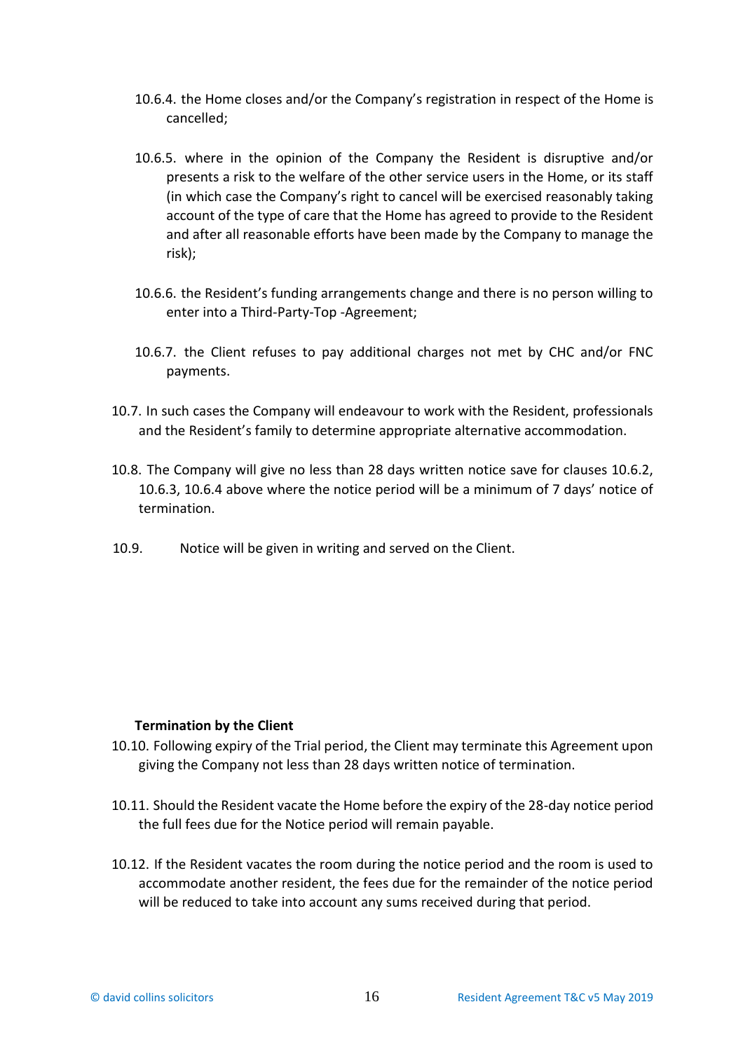10.6.4. the Home closes and/or the Company's registration in respect of the Home is cancelled;

10.6.5. where in the opinion of the Company the Resident is disruptive and/or presents a risk to the welfare of the other service users in the Home, or its staff (in which case the Company's right to cancel will be exercised reasonably taking account of the type of care that the Home has agreed to provide to the Resident and after all reasonable efforts have been made by the Company to manage the risk);

10.6.6. the Resident's funding arrangements change and there is no person willing to enter into a Third-Party-Top -Agreement;

10.6.7. the Client refuses to pay additional charges not met by CHC and/or FNC payments.

10.7. In such cases the Company will endeavour to work with the Resident, professionals and the Resident's family to determine appropriate alternative accommodation.

10.8. The Company will give no less than 28 days written notice save for clauses 10.6.2, 10.6.3, 10.6.4 above where the notice period will be a minimum of 7 days' notice of termination.

10.9. Notice will be given in writing and served on the Client.

**Termination by the Client**

10.10. Following expiry of the Trial period, the Client may terminate this Agreement upon giving the Company not less than 28 days written notice of termination.

10.11. Should the Resident vacate the Home before the expiry of the 28-day notice period the full fees due for the Notice period will remain payable.

10.12. If the Resident vacates the room during the notice period and the room is used to accommodate another resident, the fees due for the remainder of the notice period will be reduced to take into account any sums received during that period.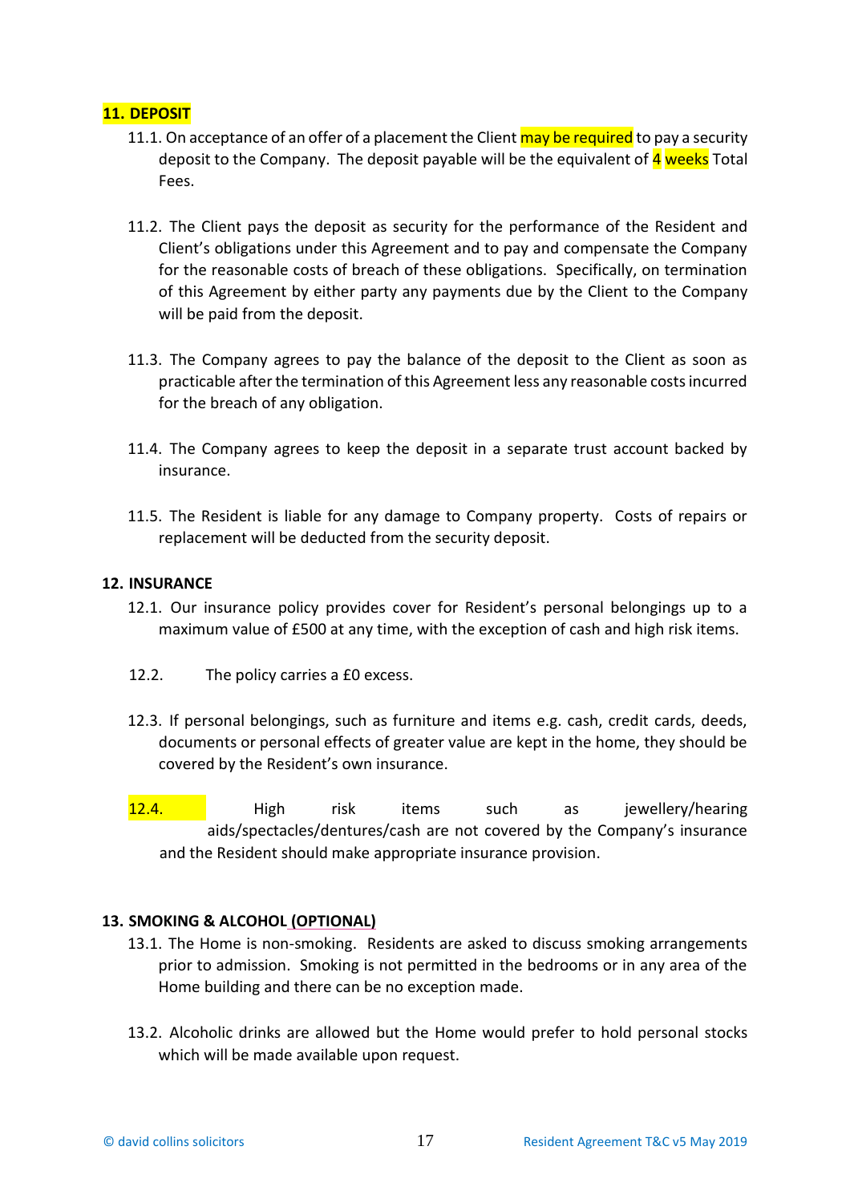## 11. DEPOSIT

11.1. On acceptance of an offer of a placement the Client may be required to pay a security deposit to the Company. The deposit payable will be the equivalent of 4 weeks Total Fees.

11.2. The Client pays the deposit as security for the performance of the Resident and Client's obligations under this Agreement and to pay and compensate the Company for the reasonable costs of breach of these obligations. Specifically, on termination of this Agreement by either party any payments due by the Client to the Company will be paid from the deposit.

11.3. The Company agrees to pay the balance of the deposit to the Client as soon as practicable after the termination of this Agreement less any reasonable costs incurred for the breach of any obligation.

11.4. The Company agrees to keep the deposit in a separate trust account backed by insurance.

11.5. The Resident is liable for any damage to Company property. Costs of repairs or replacement will be deducted from the security deposit.

## 12. INSURANCE

12.1. Our insurance policy provides cover for Resident's personal belongings up to a maximum value of £500 at any time, with the exception of cash and high risk items.

12.2. The policy carries a £0 excess.

12.3. If personal belongings, such as furniture and items e.g. cash, credit cards, deeds, documents or personal effects of greater value are kept in the home, they should be covered by the Resident's own insurance.

12.4. High risk items such as jewellery/hearing aids/spectacles/dentures/cash are not covered by the Company's insurance and the Resident should make appropriate insurance provision.

## 13. SMOKING & ALCOHOL (OPTIONAL)

13.1. The Home is non-smoking. Residents are asked to discuss smoking arrangements prior to admission. Smoking is not permitted in the bedrooms or in any area of the Home building and there can be no exception made.

13.2. Alcoholic drinks are allowed but the Home would prefer to hold personal stocks which will be made available upon request.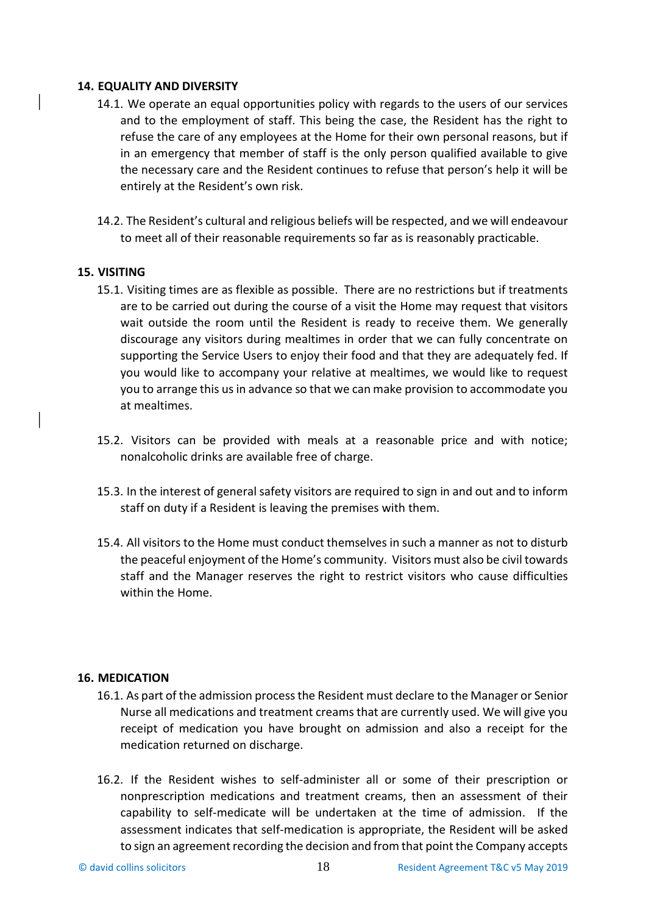## 14. EQUALITY AND DIVERSITY

14.1. We operate an equal opportunities policy with regards to the users of our services and to the employment of staff. This being the case, the Resident has the right to refuse the care of any employees at the Home for their own personal reasons, but if in an emergency that member of staff is the only person qualified available to give the necessary care and the Resident continues to refuse that person's help it will be entirely at the Resident's own risk.

14.2. The Resident's cultural and religious beliefs will be respected, and we will endeavour to meet all of their reasonable requirements so far as is reasonably practicable.

## 15. VISITING

15.1. Visiting times are as flexible as possible. There are no restrictions but if treatments are to be carried out during the course of a visit the Home may request that visitors wait outside the room until the Resident is ready to receive them. We generally discourage any visitors during mealtimes in order that we can fully concentrate on supporting the Service Users to enjoy their food and that they are adequately fed. If you would like to accompany your relative at mealtimes, we would like to request you to arrange this us in advance so that we can make provision to accommodate you at mealtimes.

15.2. Visitors can be provided with meals at a reasonable price and with notice; nonalcoholic drinks are available free of charge.

15.3. In the interest of general safety visitors are required to sign in and out and to inform staff on duty if a Resident is leaving the premises with them.

15.4. All visitors to the Home must conduct themselves in such a manner as not to disturb the peaceful enjoyment of the Home's community. Visitors must also be civil towards staff and the Manager reserves the right to restrict visitors who cause difficulties within the Home.

## 16. MEDICATION

16.1. As part of the admission process the Resident must declare to the Manager or Senior Nurse all medications and treatment creams that are currently used. We will give you receipt of medication you have brought on admission and also a receipt for the medication returned on discharge.

16.2. If the Resident wishes to self-administer all or some of their prescription or nonprescription medications and treatment creams, then an assessment of their capability to self-medicate will be undertaken at the time of admission. If the assessment indicates that self-medication is appropriate, the Resident will be asked to sign an agreement recording the decision and from that point the Company accepts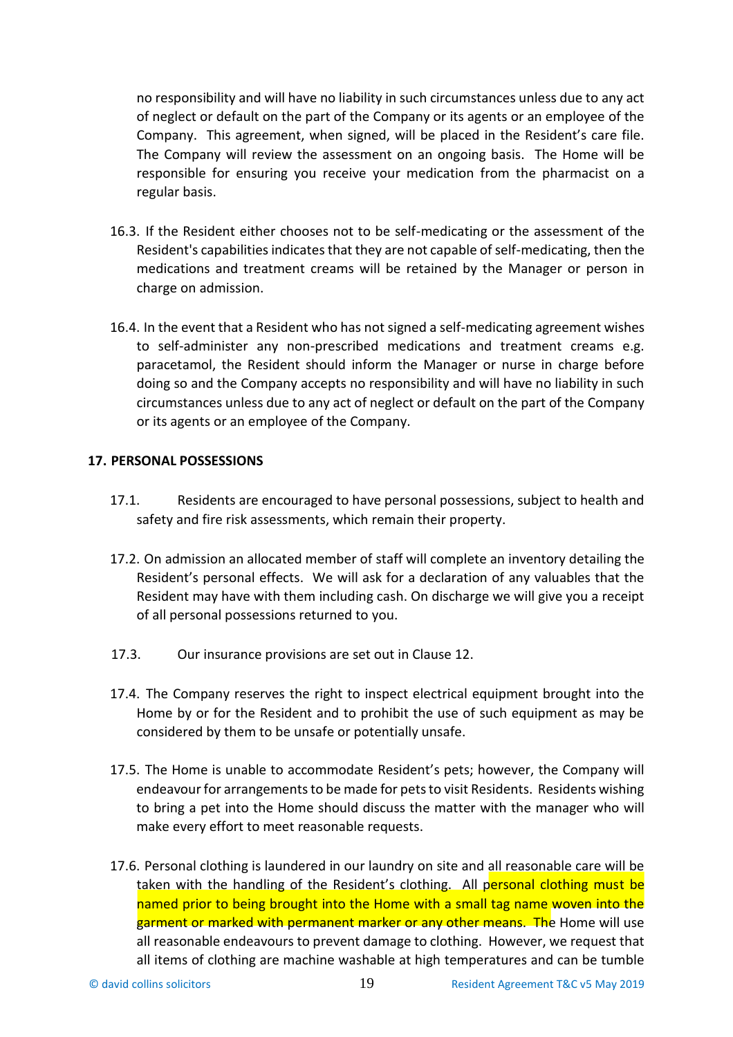no responsibility and will have no liability in such circumstances unless due to any act of neglect or default on the part of the Company or its agents or an employee of the Company. This agreement, when signed, will be placed in the Resident's care file. The Company will review the assessment on an ongoing basis. The Home will be responsible for ensuring you receive your medication from the pharmacist on a regular basis.

16.3. If the Resident either chooses not to be self-medicating or the assessment of the Resident's capabilities indicates that they are not capable of self-medicating, then the medications and treatment creams will be retained by the Manager or person in charge on admission.

16.4. In the event that a Resident who has not signed a self-medicating agreement wishes to self-administer any non-prescribed medications and treatment creams e.g. paracetamol, the Resident should inform the Manager or nurse in charge before doing so and the Company accepts no responsibility and will have no liability in such circumstances unless due to any act of neglect or default on the part of the Company or its agents or an employee of the Company.

## 17. PERSONAL POSSESSIONS

17.1. Residents are encouraged to have personal possessions, subject to health and safety and fire risk assessments, which remain their property.

17.2. On admission an allocated member of staff will complete an inventory detailing the Resident's personal effects. We will ask for a declaration of any valuables that the Resident may have with them including cash. On discharge we will give you a receipt of all personal possessions returned to you.

17.3. Our insurance provisions are set out in Clause 12.

17.4. The Company reserves the right to inspect electrical equipment brought into the Home by or for the Resident and to prohibit the use of such equipment as may be considered by them to be unsafe or potentially unsafe.

17.5. The Home is unable to accommodate Resident's pets; however, the Company will endeavour for arrangements to be made for pets to visit Residents. Residents wishing to bring a pet into the Home should discuss the matter with the manager who will make every effort to meet reasonable requests.

17.6. Personal clothing is laundered in our laundry on site and all reasonable care will be taken with the handling of the Resident's clothing. All personal clothing must be named prior to being brought into the Home with a small tag name woven into the garment or marked with permanent marker or any other means. The Home will use all reasonable endeavours to prevent damage to clothing. However, we request that all items of clothing are machine washable at high temperatures and can be tumble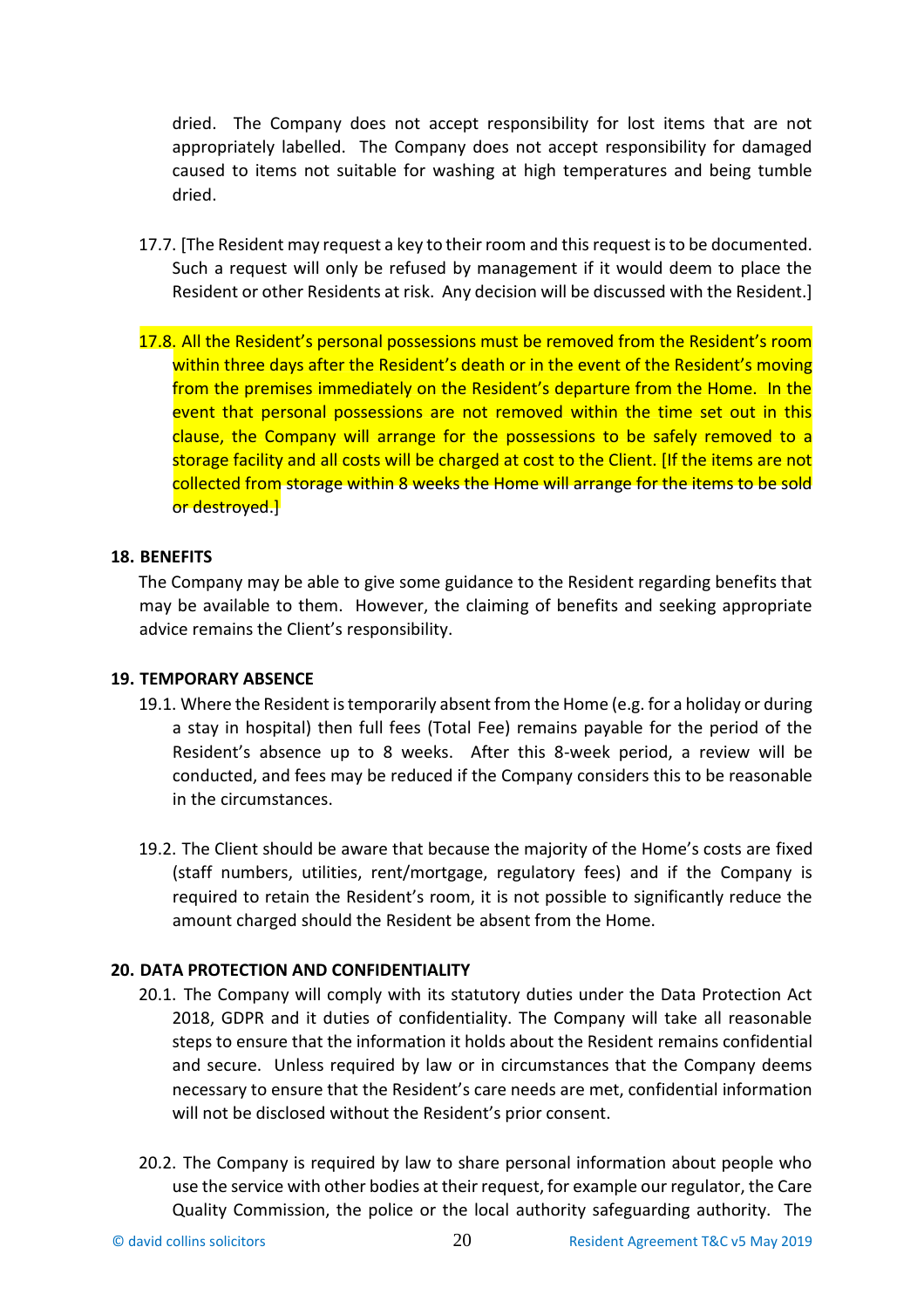dried. The Company does not accept responsibility for lost items that are not appropriately labelled. The Company does not accept responsibility for damaged caused to items not suitable for washing at high temperatures and being tumble dried.

17.7. [The Resident may request a key to their room and this request is to be documented. Such a request will only be refused by management if it would deem to place the Resident or other Residents at risk. Any decision will be discussed with the Resident.]

17.8. All the Resident's personal possessions must be removed from the Resident's room within three days after the Resident's death or in the event of the Resident's moving from the premises immediately on the Resident's departure from the Home. In the event that personal possessions are not removed within the time set out in this clause, the Company will arrange for the possessions to be safely removed to a storage facility and all costs will be charged at cost to the Client. [If the items are not collected from storage within 8 weeks the Home will arrange for the items to be sold or destroyed.]

## 18. BENEFITS

The Company may be able to give some guidance to the Resident regarding benefits that may be available to them. However, the claiming of benefits and seeking appropriate advice remains the Client's responsibility.

## 19. TEMPORARY ABSENCE

19.1. Where the Resident is temporarily absent from the Home (e.g. for a holiday or during a stay in hospital) then full fees (Total Fee) remains payable for the period of the Resident's absence up to 8 weeks. After this 8-week period, a review will be conducted, and fees may be reduced if the Company considers this to be reasonable in the circumstances.

19.2. The Client should be aware that because the majority of the Home's costs are fixed (staff numbers, utilities, rent/mortgage, regulatory fees) and if the Company is required to retain the Resident's room, it is not possible to significantly reduce the amount charged should the Resident be absent from the Home.

## 20. DATA PROTECTION AND CONFIDENTIALITY

20.1. The Company will comply with its statutory duties under the Data Protection Act 2018, GDPR and it duties of confidentiality. The Company will take all reasonable steps to ensure that the information it holds about the Resident remains confidential and secure. Unless required by law or in circumstances that the Company deems necessary to ensure that the Resident's care needs are met, confidential information will not be disclosed without the Resident's prior consent.

20.2. The Company is required by law to share personal information about people who use the service with other bodies at their request, for example our regulator, the Care Quality Commission, the police or the local authority safeguarding authority. The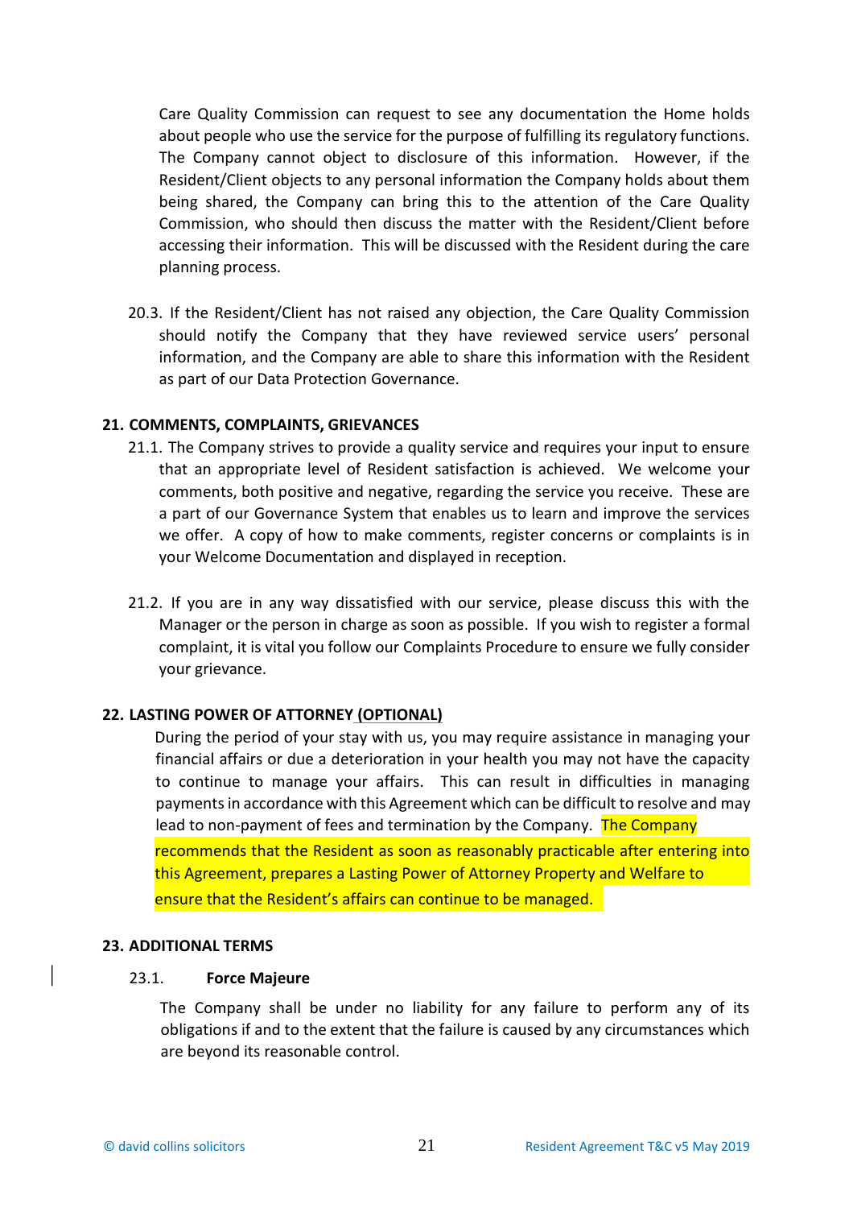Care Quality Commission can request to see any documentation the Home holds about people who use the service for the purpose of fulfilling its regulatory functions. The Company cannot object to disclosure of this information. However, if the Resident/Client objects to any personal information the Company holds about them being shared, the Company can bring this to the attention of the Care Quality Commission, who should then discuss the matter with the Resident/Client before accessing their information. This will be discussed with the Resident during the care planning process.

20.3. If the Resident/Client has not raised any objection, the Care Quality Commission should notify the Company that they have reviewed service users' personal information, and the Company are able to share this information with the Resident as part of our Data Protection Governance.

## 21. COMMENTS, COMPLAINTS, GRIEVANCES

21.1. The Company strives to provide a quality service and requires your input to ensure that an appropriate level of Resident satisfaction is achieved. We welcome your comments, both positive and negative, regarding the service you receive. These are a part of our Governance System that enables us to learn and improve the services we offer. A copy of how to make comments, register concerns or complaints is in your Welcome Documentation and displayed in reception.

21.2. If you are in any way dissatisfied with our service, please discuss this with the Manager or the person in charge as soon as possible. If you wish to register a formal complaint, it is vital you follow our Complaints Procedure to ensure we fully consider your grievance.

## 22. LASTING POWER OF ATTORNEY (OPTIONAL)

During the period of your stay with us, you may require assistance in managing your financial affairs or due a deterioration in your health you may not have the capacity to continue to manage your affairs. This can result in difficulties in managing payments in accordance with this Agreement which can be difficult to resolve and may lead to non-payment of fees and termination by the Company. The Company recommends that the Resident as soon as reasonably practicable after entering into this Agreement, prepares a Lasting Power of Attorney Property and Welfare to ensure that the Resident's affairs can continue to be managed.

## 23. ADDITIONAL TERMS

23.1. **Force Majeure**

The Company shall be under no liability for any failure to perform any of its obligations if and to the extent that the failure is caused by any circumstances which are beyond its reasonable control.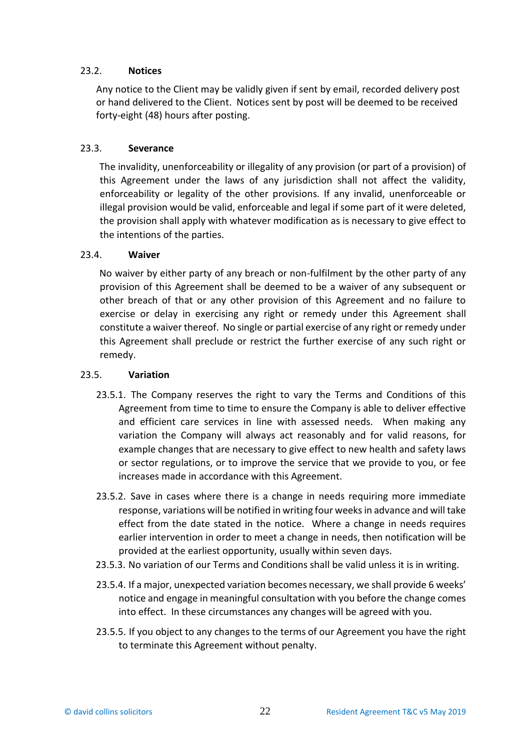### 23.2. **Notices**

Any notice to the Client may be validly given if sent by email, recorded delivery post or hand delivered to the Client. Notices sent by post will be deemed to be received forty-eight (48) hours after posting.

### 23.3. **Severance**

The invalidity, unenforceability or illegality of any provision (or part of a provision) of this Agreement under the laws of any jurisdiction shall not affect the validity, enforceability or legality of the other provisions. If any invalid, unenforceable or illegal provision would be valid, enforceable and legal if some part of it were deleted, the provision shall apply with whatever modification as is necessary to give effect to the intentions of the parties.

### 23.4. **Waiver**

No waiver by either party of any breach or non-fulfilment by the other party of any provision of this Agreement shall be deemed to be a waiver of any subsequent or other breach of that or any other provision of this Agreement and no failure to exercise or delay in exercising any right or remedy under this Agreement shall constitute a waiver thereof. No single or partial exercise of any right or remedy under this Agreement shall preclude or restrict the further exercise of any such right or remedy.

### 23.5. **Variation**

23.5.1. The Company reserves the right to vary the Terms and Conditions of this Agreement from time to time to ensure the Company is able to deliver effective and efficient care services in line with assessed needs. When making any variation the Company will always act reasonably and for valid reasons, for example changes that are necessary to give effect to new health and safety laws or sector regulations, or to improve the service that we provide to you, or fee increases made in accordance with this Agreement.

23.5.2. Save in cases where there is a change in needs requiring more immediate response, variations will be notified in writing four weeks in advance and will take effect from the date stated in the notice. Where a change in needs requires earlier intervention in order to meet a change in needs, then notification will be provided at the earliest opportunity, usually within seven days.

23.5.3. No variation of our Terms and Conditions shall be valid unless it is in writing.

23.5.4. If a major, unexpected variation becomes necessary, we shall provide 6 weeks' notice and engage in meaningful consultation with you before the change comes into effect. In these circumstances any changes will be agreed with you.

23.5.5. If you object to any changes to the terms of our Agreement you have the right to terminate this Agreement without penalty.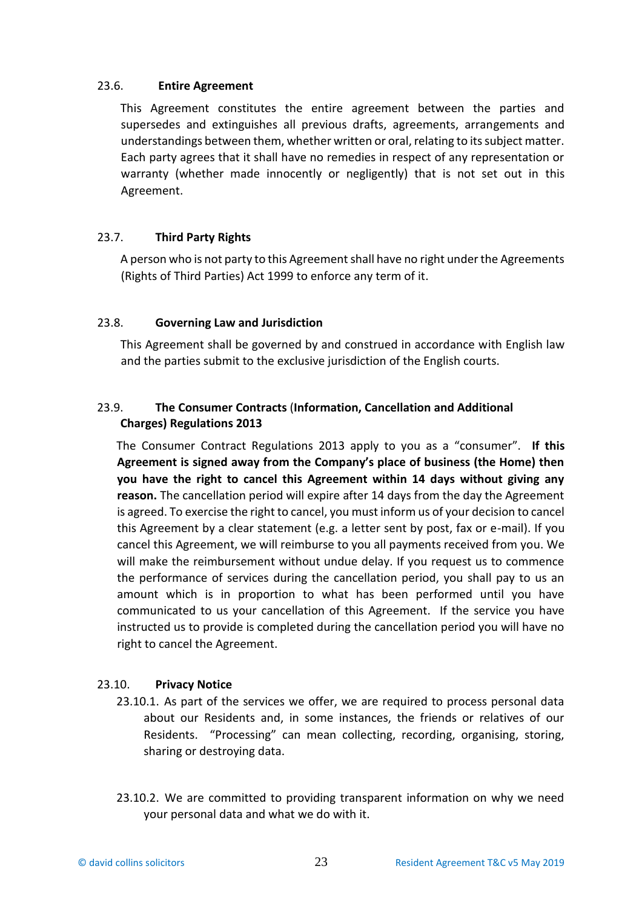### 23.6. Entire Agreement

This Agreement constitutes the entire agreement between the parties and supersedes and extinguishes all previous drafts, agreements, arrangements and understandings between them, whether written or oral, relating to its subject matter. Each party agrees that it shall have no remedies in respect of any representation or warranty (whether made innocently or negligently) that is not set out in this Agreement.

### 23.7. Third Party Rights

A person who is not party to this Agreement shall have no right under the Agreements (Rights of Third Parties) Act 1999 to enforce any term of it.

### 23.8. Governing Law and Jurisdiction

This Agreement shall be governed by and construed in accordance with English law and the parties submit to the exclusive jurisdiction of the English courts.

### 23.9. The Consumer Contracts (Information, Cancellation and Additional Charges) Regulations 2013

The Consumer Contract Regulations 2013 apply to you as a "consumer". **If this Agreement is signed away from the Company's place of business (the Home) then you have the right to cancel this Agreement within 14 days without giving any reason.** The cancellation period will expire after 14 days from the day the Agreement is agreed. To exercise the right to cancel, you must inform us of your decision to cancel this Agreement by a clear statement (e.g. a letter sent by post, fax or e-mail). If you cancel this Agreement, we will reimburse to you all payments received from you. We will make the reimbursement without undue delay. If you request us to commence the performance of services during the cancellation period, you shall pay to us an amount which is in proportion to what has been performed until you have communicated to us your cancellation of this Agreement. If the service you have instructed us to provide is completed during the cancellation period you will have no right to cancel the Agreement.

### 23.10. Privacy Notice

23.10.1. As part of the services we offer, we are required to process personal data about our Residents and, in some instances, the friends or relatives of our Residents. "Processing" can mean collecting, recording, organising, storing, sharing or destroying data.

23.10.2. We are committed to providing transparent information on why we need your personal data and what we do with it.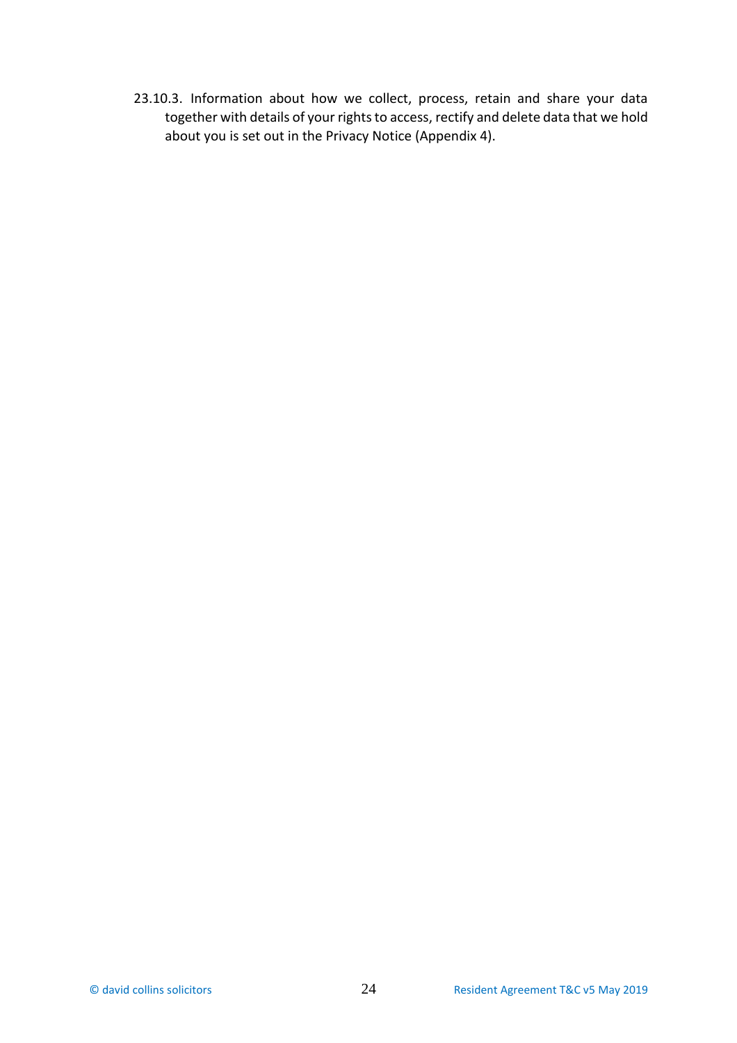23.10.3. Information about how we collect, process, retain and share your data together with details of your rights to access, rectify and delete data that we hold about you is set out in the Privacy Notice (Appendix 4).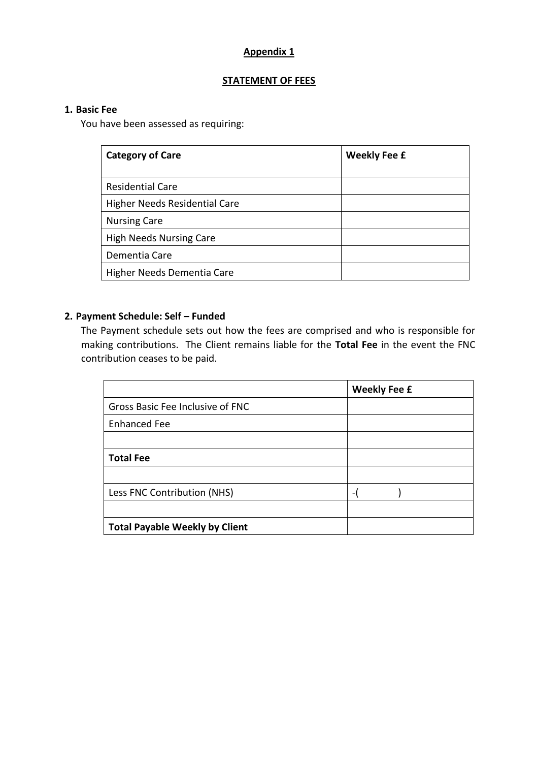**Appendix 1**

**STATEMENT OF FEES**

**1. Basic Fee**

You have been assessed as requiring:

| Category of Care | Weekly Fee £ |
|---|---|
| Residential Care | |
| Higher Needs Residential Care | |
| Nursing Care | |
| High Needs Nursing Care | |
| Dementia Care | |
| Higher Needs Dementia Care | |

**2. Payment Schedule: Self – Funded**

The Payment schedule sets out how the fees are comprised and who is responsible for making contributions. The Client remains liable for the **Total Fee** in the event the FNC contribution ceases to be paid.

| | Weekly Fee £ |
|---|---|
| Gross Basic Fee Inclusive of FNC | |
| Enhanced Fee | |
| | |
| **Total Fee** | |
| | |
| Less FNC Contribution (NHS) | -( ) |
| | |
| **Total Payable Weekly by Client** | |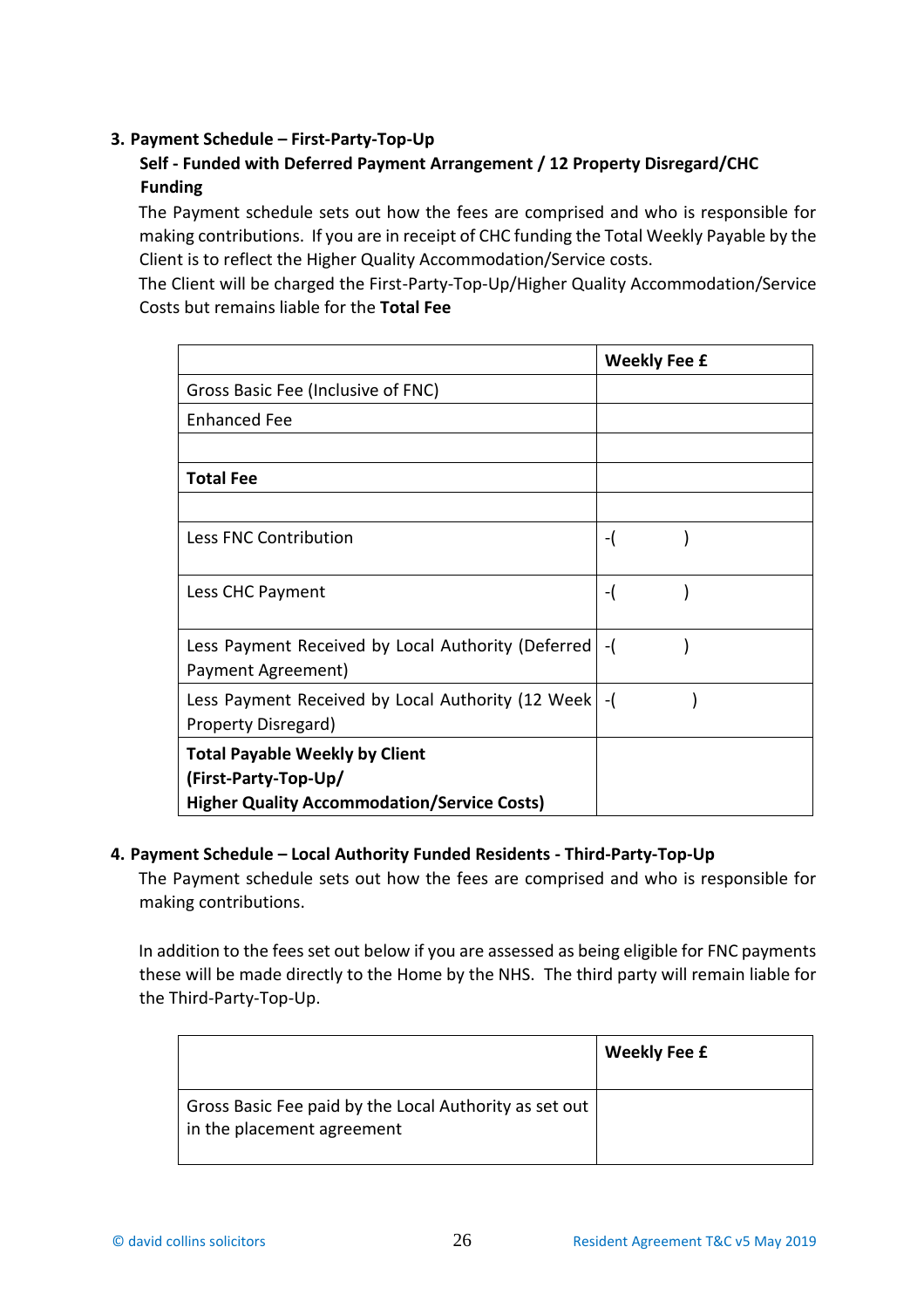## 3. Payment Schedule – First-Party-Top-Up

**Self - Funded with Deferred Payment Arrangement / 12 Property Disregard/CHC Funding**

The Payment schedule sets out how the fees are comprised and who is responsible for making contributions. If you are in receipt of CHC funding the Total Weekly Payable by the Client is to reflect the Higher Quality Accommodation/Service costs.

The Client will be charged the First-Party-Top-Up/Higher Quality Accommodation/Service Costs but remains liable for the **Total Fee**

| | **Weekly Fee £** |
|---|---|
| Gross Basic Fee (Inclusive of FNC) | |
| Enhanced Fee | |
| | |
| **Total Fee** | |
| | |
| Less FNC Contribution | -( ) |
| Less CHC Payment | -( ) |
| Less Payment Received by Local Authority (Deferred Payment Agreement) | -( ) |
| Less Payment Received by Local Authority (12 Week Property Disregard) | -( ) |
| **Total Payable Weekly by Client (First-Party-Top-Up/ Higher Quality Accommodation/Service Costs)** | |

## 4. Payment Schedule – Local Authority Funded Residents - Third-Party-Top-Up

The Payment schedule sets out how the fees are comprised and who is responsible for making contributions.

In addition to the fees set out below if you are assessed as being eligible for FNC payments these will be made directly to the Home by the NHS. The third party will remain liable for the Third-Party-Top-Up.

| | **Weekly Fee £** |
|---|---|
| Gross Basic Fee paid by the Local Authority as set out in the placement agreement | |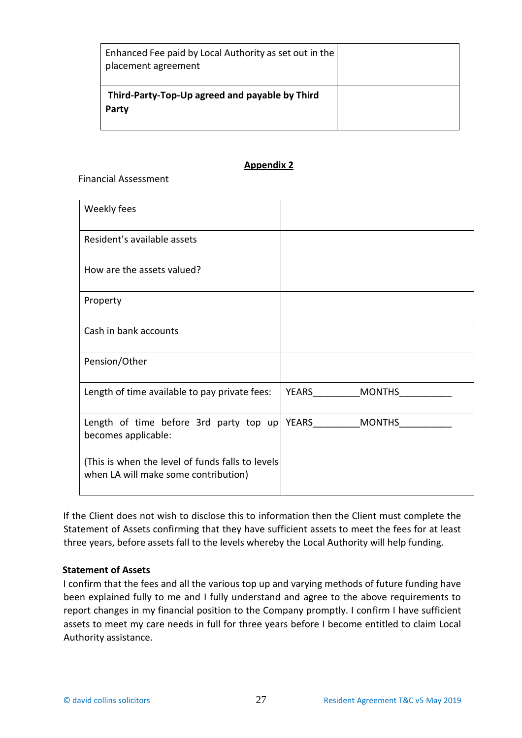| Enhanced Fee paid by Local Authority as set out in the placement agreement | |
|---|---|
| **Third-Party-Top-Up agreed and payable by Third Party** | |

## Appendix 2

Financial Assessment

| Weekly fees | |
|---|---|
| Resident's available assets | |
| How are the assets valued? | |
| Property | |
| Cash in bank accounts | |
| Pension/Other | |
| Length of time available to pay private fees: | YEARS_________MONTHS__________ |
| Length of time before 3rd party top up becomes applicable:<br><br>(This is when the level of funds falls to levels when LA will make some contribution) | YEARS_________MONTHS__________ |

If the Client does not wish to disclose this to information then the Client must complete the Statement of Assets confirming that they have sufficient assets to meet the fees for at least three years, before assets fall to the levels whereby the Local Authority will help funding.

**Statement of Assets**

I confirm that the fees and all the various top up and varying methods of future funding have been explained fully to me and I fully understand and agree to the above requirements to report changes in my financial position to the Company promptly. I confirm I have sufficient assets to meet my care needs in full for three years before I become entitled to claim Local Authority assistance.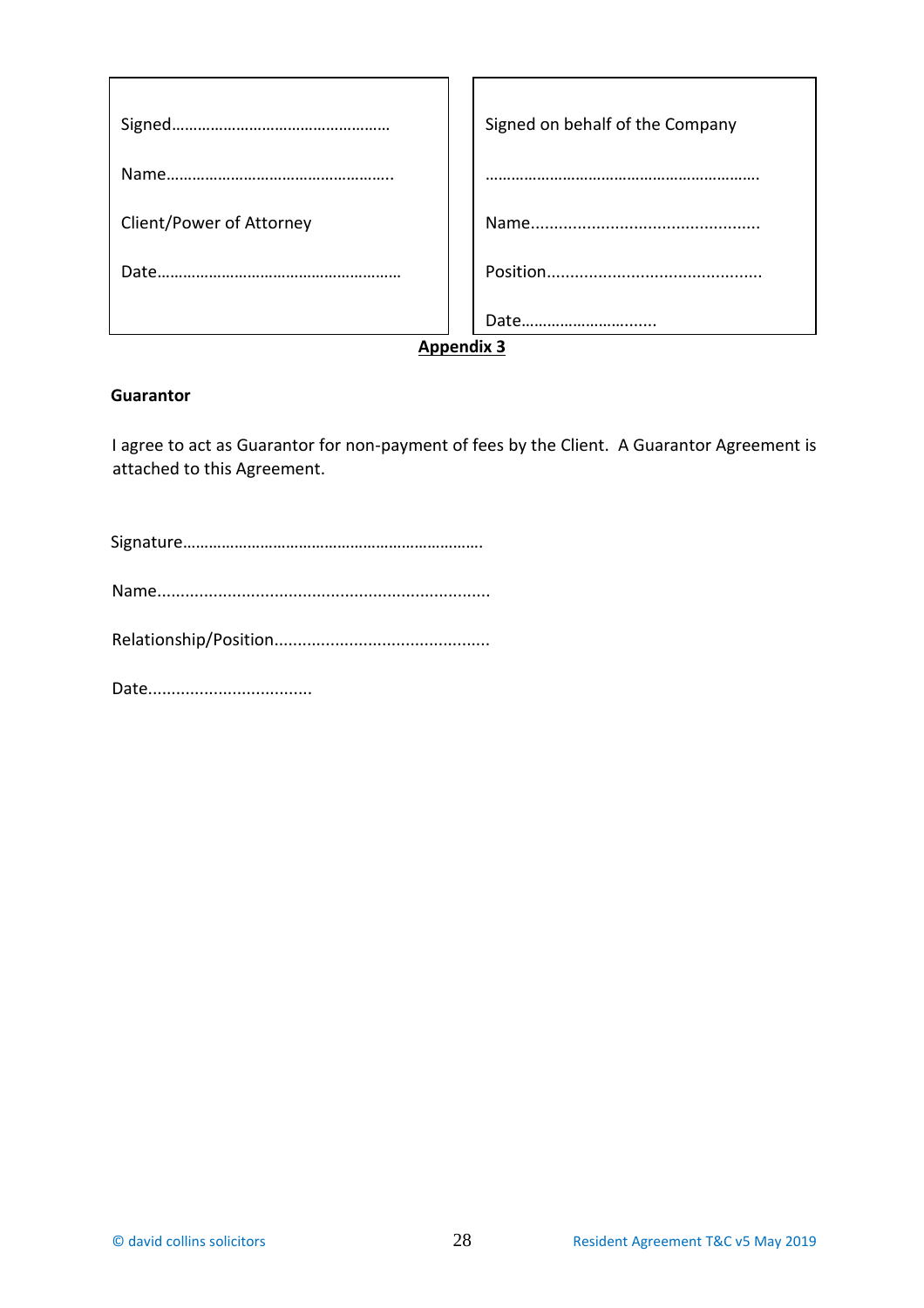| Signed……………………………………………<br><br>Name……………………………………………..<br><br>Client/Power of Attorney<br><br>Date………………………………………………. | Signed on behalf of the Company<br><br>……………………………………………………….<br><br>Name.................................................<br><br>Position.............................................<br><br>Date………………………....... |
|---|---|

**Appendix 3**

**Guarantor**

I agree to act as Guarantor for non-payment of fees by the Client. A Guarantor Agreement is attached to this Agreement.

Signature……………………………………………………………

Name......................................................................

Relationship/Position.............................................

Date..................................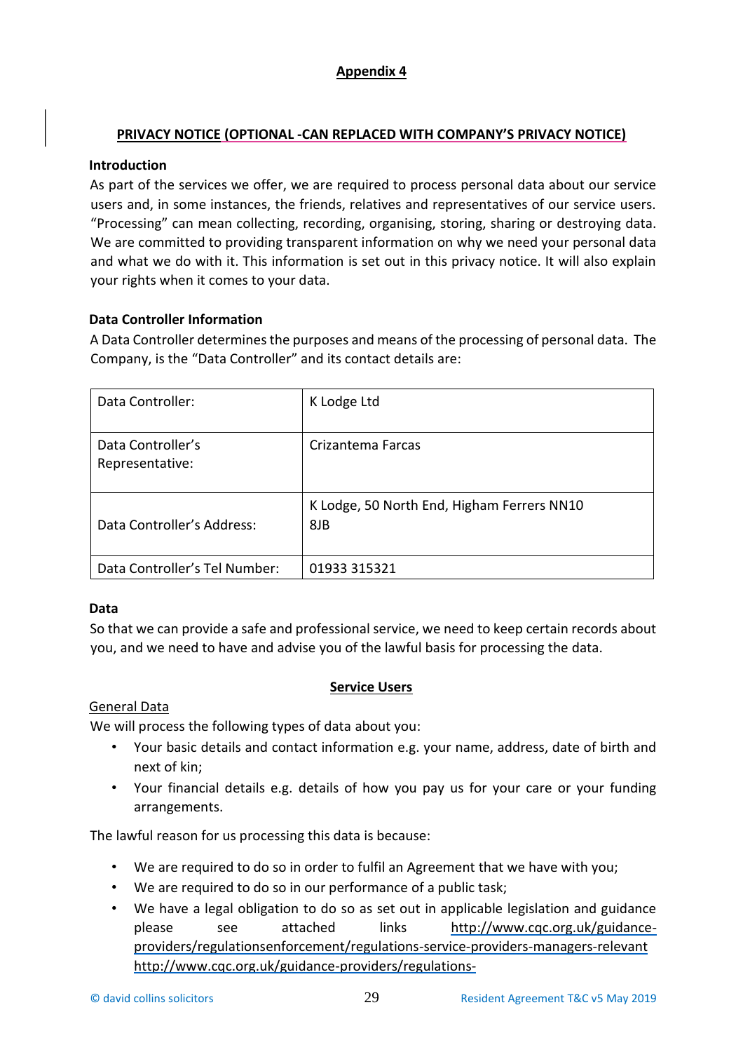**Appendix 4**

**PRIVACY NOTICE (OPTIONAL -CAN REPLACED WITH COMPANY'S PRIVACY NOTICE)**

**Introduction**

As part of the services we offer, we are required to process personal data about our service users and, in some instances, the friends, relatives and representatives of our service users. "Processing" can mean collecting, recording, organising, storing, sharing or destroying data. We are committed to providing transparent information on why we need your personal data and what we do with it. This information is set out in this privacy notice. It will also explain your rights when it comes to your data.

**Data Controller Information**

A Data Controller determines the purposes and means of the processing of personal data. The Company, is the "Data Controller" and its contacts details are:

| | |
|---|---|
| Data Controller: | K Lodge Ltd |
| Data Controller's Representative: | Crizantema Farcas |
| Data Controller's Address: | K Lodge, 50 North End, Higham Ferrers NN10 8JB |
| Data Controller's Tel Number: | 01933 315321 |

**Data**

So that we can provide a safe and professional service, we need to keep certain records about you, and we need to have and advise you of the lawful basis for processing the data.

**Service Users**

General Data

We will process the following types of data about you:

- Your basic details and contact information e.g. your name, address, date of birth and next of kin;
- Your financial details e.g. details of how you pay us for your care or your funding arrangements.

The lawful reason for us processing this data is because:

- We are required to do so in order to fulfil an Agreement that we have with you;
- We are required to do so in our performance of a public task;
- We have a legal obligation to do so as set out in applicable legislation and guidance please see attached links http://www.cqc.org.uk/guidance-providers/regulationsenforcement/regulations-service-providers-managers-relevant http://www.cqc.org.uk/guidance-providers/regulations-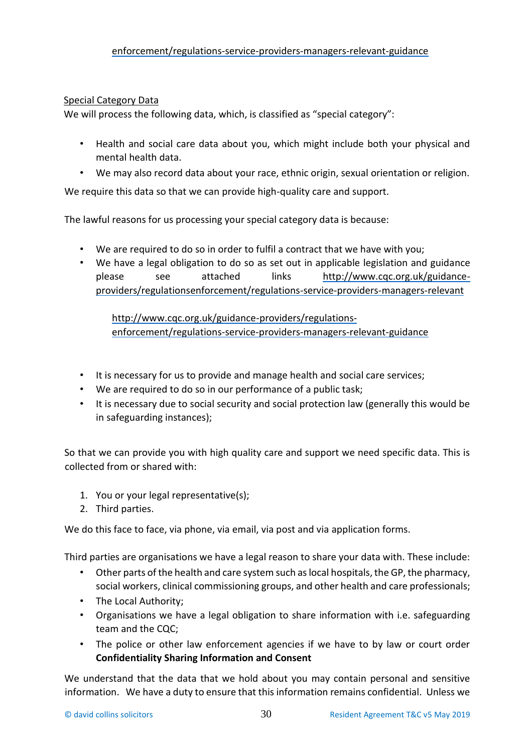enforcement/regulations-service-providers-managers-relevant-guidance

Special Category Data

We will process the following data, which, is classified as "special category":

- Health and social care data about you, which might include both your physical and mental health data.
- We may also record data about your race, ethnic origin, sexual orientation or religion.

We require this data so that we can provide high-quality care and support.

The lawful reasons for us processing your special category data is because:

- We are required to do so in order to fulfil a contract that we have with you;
- We have a legal obligation to do so as set out in applicable legislation and guidance please see attached links http://www.cqc.org.uk/guidance-providers/regulationsenforcement/regulations-service-providers-managers-relevant

  http://www.cqc.org.uk/guidance-providers/regulations-enforcement/regulations-service-providers-managers-relevant-guidance

- It is necessary for us to provide and manage health and social care services;
- We are required to do so in our performance of a public task;
- It is necessary due to social security and social protection law (generally this would be in safeguarding instances);

So that we can provide you with high quality care and support we need specific data. This is collected from or shared with:

1. You or your legal representative(s);
2. Third parties.

We do this face to face, via phone, via email, via post and via application forms.

Third parties are organisations we have a legal reason to share your data with. These include:

- Other parts of the health and care system such as local hospitals, the GP, the pharmacy, social workers, clinical commissioning groups, and other health and care professionals;
- The Local Authority;
- Organisations we have a legal obligation to share information with i.e. safeguarding team and the CQC;
- The police or other law enforcement agencies if we have to by law or court order

**Confidentiality Sharing Information and Consent**

We understand that the data that we hold about you may contain personal and sensitive information. We have a duty to ensure that this information remains confidential. Unless we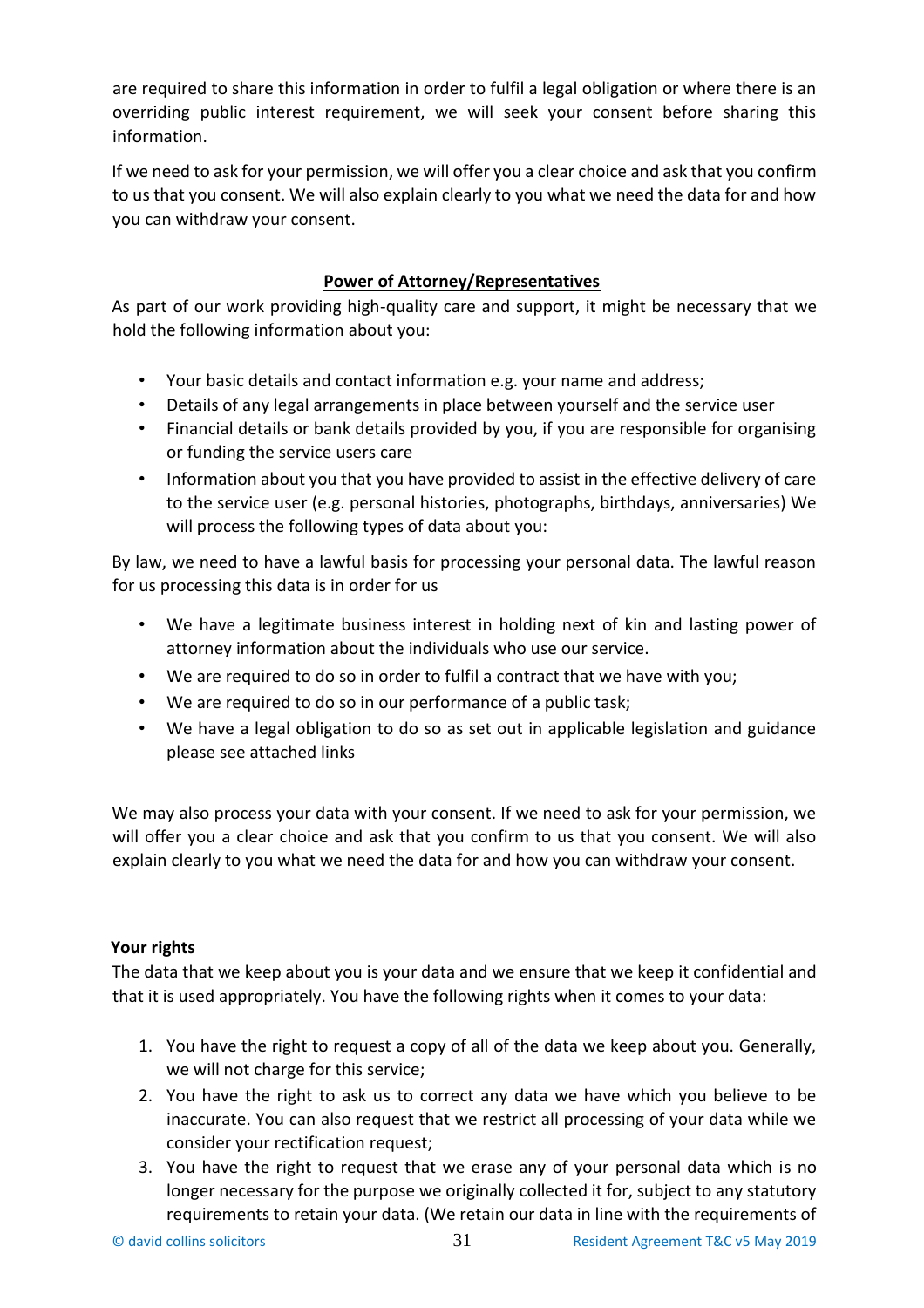are required to share this information in order to fulfil a legal obligation or where there is an overriding public interest requirement, we will seek your consent before sharing this information.

If we need to ask for your permission, we will offer you a clear choice and ask that you confirm to us that you consent. We will also explain clearly to you what we need the data for and how you can withdraw your consent.

**Power of Attorney/Representatives**

As part of our work providing high-quality care and support, it might be necessary that we hold the following information about you:

- Your basic details and contact information e.g. your name and address;
- Details of any legal arrangements in place between yourself and the service user
- Financial details or bank details provided by you, if you are responsible for organising or funding the service users care
- Information about you that you have provided to assist in the effective delivery of care to the service user (e.g. personal histories, photographs, birthdays, anniversaries) We will process the following types of data about you:

By law, we need to have a lawful basis for processing your personal data. The lawful reason for us processing this data is in order for us

- We have a legitimate business interest in holding next of kin and lasting power of attorney information about the individuals who use our service.
- We are required to do so in order to fulfil a contract that we have with you;
- We are required to do so in our performance of a public task;
- We have a legal obligation to do so as set out in applicable legislation and guidance please see attached links

We may also process your data with your consent. If we need to ask for your permission, we will offer you a clear choice and ask that you confirm to us that you consent. We will also explain clearly to you what we need the data for and how you can withdraw your consent.

**Your rights**

The data that we keep about you is your data and we ensure that we keep it confidential and that it is used appropriately. You have the following rights when it comes to your data:

1. You have the right to request a copy of all of the data we keep about you. Generally, we will not charge for this service;
2. You have the right to ask us to correct any data we have which you believe to be inaccurate. You can also request that we restrict all processing of your data while we consider your rectification request;
3. You have the right to request that we erase any of your personal data which is no longer necessary for the purpose we originally collected it for, subject to any statutory requirements to retain your data. (We retain our data in line with the requirements of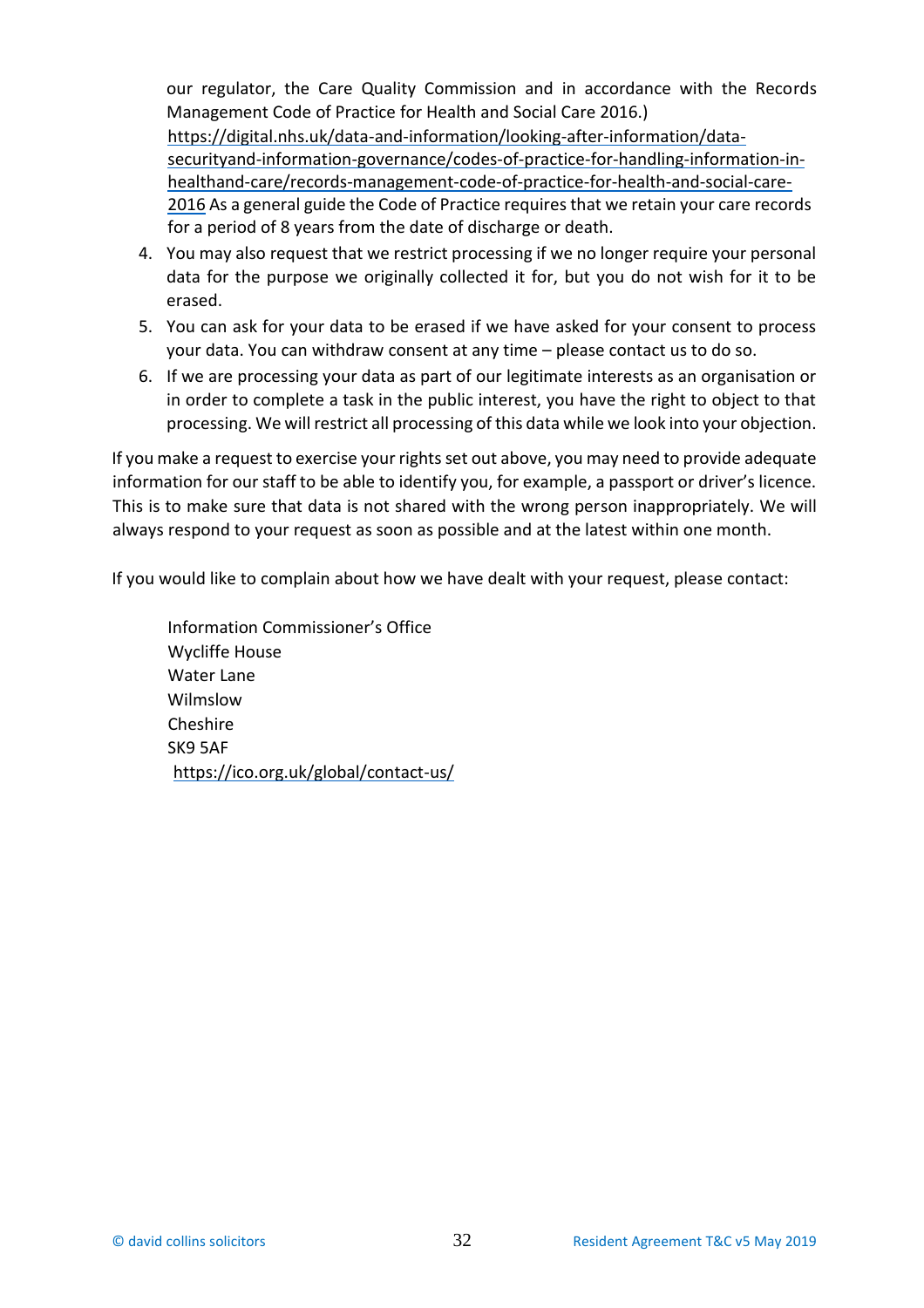our regulator, the Care Quality Commission and in accordance with the Records Management Code of Practice for Health and Social Care 2016.) https://digital.nhs.uk/data-and-information/looking-after-information/data-securityand-information-governance/codes-of-practice-for-handling-information-in-healthand-care/records-management-code-of-practice-for-health-and-social-care-2016 As a general guide the Code of Practice requires that we retain your care records for a period of 8 years from the date of discharge or death.

4. You may also request that we restrict processing if we no longer require your personal data for the purpose we originally collected it for, but you do not wish for it to be erased.
5. You can ask for your data to be erased if we have asked for your consent to process your data. You can withdraw consent at any time – please contact us to do so.
6. If we are processing your data as part of our legitimate interests as an organisation or in order to complete a task in the public interest, you have the right to object to that processing. We will restrict all processing of this data while we look into your objection.

If you make a request to exercise your rights set out above, you may need to provide adequate information for our staff to be able to identify you, for example, a passport or driver's licence. This is to make sure that data is not shared with the wrong person inappropriately. We will always respond to your request as soon as possible and at the latest within one month.

If you would like to complain about how we have dealt with your request, please contact:

Information Commissioner's Office
Wycliffe House
Water Lane
Wilmslow
Cheshire
SK9 5AF
https://ico.org.uk/global/contact-us/